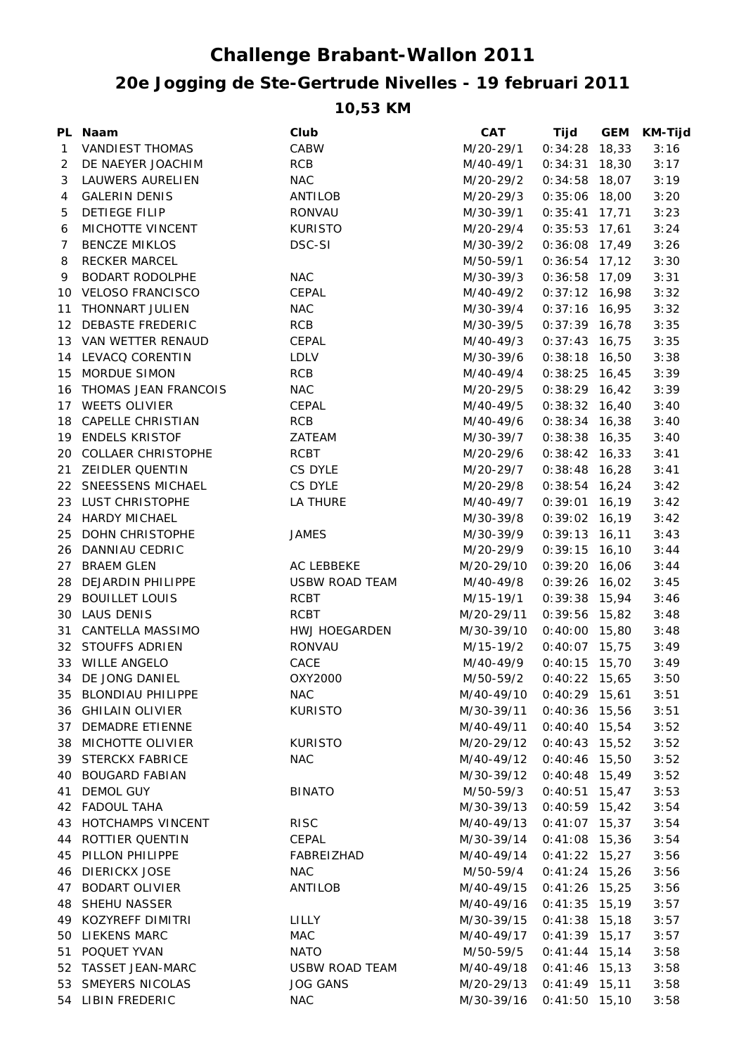# Challenge Brabant-Wallon 2011

## 20e Jogging de Ste-Gertrude Nivelles - 19 februari 2011

### 10,53 KM

| PL | Naam | Club | CAT | Tijd | GEM | KM-Tijd |
|---|---|---|---|---|---|---|
| 1 | VANDIEST THOMAS | CABW | M/20-29/1 | 0:34:28 | 18,33 | 3:16 |
| 2 | DE NAEYER JOACHIM | RCB | M/40-49/1 | 0:34:31 | 18,30 | 3:17 |
| 3 | LAUWERS AURELIEN | NAC | M/20-29/2 | 0:34:58 | 18,07 | 3:19 |
| 4 | GALERIN DENIS | ANTILOB | M/20-29/3 | 0:35:06 | 18,00 | 3:20 |
| 5 | DETIEGE FILIP | RONVAU | M/30-39/1 | 0:35:41 | 17,71 | 3:23 |
| 6 | MICHOTTE VINCENT | KURISTO | M/20-29/4 | 0:35:53 | 17,61 | 3:24 |
| 7 | BENCZE MIKLOS | DSC-SI | M/30-39/2 | 0:36:08 | 17,49 | 3:26 |
| 8 | RECKER MARCEL | | M/50-59/1 | 0:36:54 | 17,12 | 3:30 |
| 9 | BODART RODOLPHE | NAC | M/30-39/3 | 0:36:58 | 17,09 | 3:31 |
| 10 | VELOSO FRANCISCO | CEPAL | M/40-49/2 | 0:37:12 | 16,98 | 3:32 |
| 11 | THONNART JULIEN | NAC | M/30-39/4 | 0:37:16 | 16,95 | 3:32 |
| 12 | DEBASTE FREDERIC | RCB | M/30-39/5 | 0:37:39 | 16,78 | 3:35 |
| 13 | VAN WETTER RENAUD | CEPAL | M/40-49/3 | 0:37:43 | 16,75 | 3:35 |
| 14 | LEVACQ CORENTIN | LDLV | M/30-39/6 | 0:38:18 | 16,50 | 3:38 |
| 15 | MORDUE SIMON | RCB | M/40-49/4 | 0:38:25 | 16,45 | 3:39 |
| 16 | THOMAS JEAN FRANCOIS | NAC | M/20-29/5 | 0:38:29 | 16,42 | 3:39 |
| 17 | WEETS OLIVIER | CEPAL | M/40-49/5 | 0:38:32 | 16,40 | 3:40 |
| 18 | CAPELLE CHRISTIAN | RCB | M/40-49/6 | 0:38:34 | 16,38 | 3:40 |
| 19 | ENDELS KRISTOF | ZATEAM | M/30-39/7 | 0:38:38 | 16,35 | 3:40 |
| 20 | COLLAER CHRISTOPHE | RCBT | M/20-29/6 | 0:38:42 | 16,33 | 3:41 |
| 21 | ZEIDLER QUENTIN | CS DYLE | M/20-29/7 | 0:38:48 | 16,28 | 3:41 |
| 22 | SNEESSENS MICHAEL | CS DYLE | M/20-29/8 | 0:38:54 | 16,24 | 3:42 |
| 23 | LUST CHRISTOPHE | LA THURE | M/40-49/7 | 0:39:01 | 16,19 | 3:42 |
| 24 | HARDY MICHAEL | | M/30-39/8 | 0:39:02 | 16,19 | 3:42 |
| 25 | DOHN CHRISTOPHE | JAMES | M/30-39/9 | 0:39:13 | 16,11 | 3:43 |
| 26 | DANNIAU CEDRIC | | M/20-29/9 | 0:39:15 | 16,10 | 3:44 |
| 27 | BRAEM GLEN | AC LEBBEKE | M/20-29/10 | 0:39:20 | 16,06 | 3:44 |
| 28 | DEJARDIN PHILIPPE | USBW ROAD TEAM | M/40-49/8 | 0:39:26 | 16,02 | 3:45 |
| 29 | BOUILLET LOUIS | RCBT | M/15-19/1 | 0:39:38 | 15,94 | 3:46 |
| 30 | LAUS DENIS | RCBT | M/20-29/11 | 0:39:56 | 15,82 | 3:48 |
| 31 | CANTELLA MASSIMO | HWJ HOEGARDEN | M/30-39/10 | 0:40:00 | 15,80 | 3:48 |
| 32 | STOUFFS ADRIEN | RONVAU | M/15-19/2 | 0:40:07 | 15,75 | 3:49 |
| 33 | WILLE ANGELO | CACE | M/40-49/9 | 0:40:15 | 15,70 | 3:49 |
| 34 | DE JONG DANIEL | OXY2000 | M/50-59/2 | 0:40:22 | 15,65 | 3:50 |
| 35 | BLONDIAU PHILIPPE | NAC | M/40-49/10 | 0:40:29 | 15,61 | 3:51 |
| 36 | GHILAIN OLIVIER | KURISTO | M/30-39/11 | 0:40:36 | 15,56 | 3:51 |
| 37 | DEMADRE ETIENNE | | M/40-49/11 | 0:40:40 | 15,54 | 3:52 |
| 38 | MICHOTTE OLIVIER | KURISTO | M/20-29/12 | 0:40:43 | 15,52 | 3:52 |
| 39 | STERCKX FABRICE | NAC | M/40-49/12 | 0:40:46 | 15,50 | 3:52 |
| 40 | BOUGARD FABIAN | | M/30-39/12 | 0:40:48 | 15,49 | 3:52 |
| 41 | DEMOL GUY | BINATO | M/50-59/3 | 0:40:51 | 15,47 | 3:53 |
| 42 | FADOUL TAHA | | M/30-39/13 | 0:40:59 | 15,42 | 3:54 |
| 43 | HOTCHAMPS VINCENT | RISC | M/40-49/13 | 0:41:07 | 15,37 | 3:54 |
| 44 | ROTTIER QUENTIN | CEPAL | M/30-39/14 | 0:41:08 | 15,36 | 3:54 |
| 45 | PILLON PHILIPPE | FABREIZHAD | M/40-49/14 | 0:41:22 | 15,27 | 3:56 |
| 46 | DIERICKX JOSE | NAC | M/50-59/4 | 0:41:24 | 15,26 | 3:56 |
| 47 | BODART OLIVIER | ANTILOB | M/40-49/15 | 0:41:26 | 15,25 | 3:56 |
| 48 | SHEHU NASSER | | M/40-49/16 | 0:41:35 | 15,19 | 3:57 |
| 49 | KOZYREFF DIMITRI | LILLY | M/30-39/15 | 0:41:38 | 15,18 | 3:57 |
| 50 | LIEKENS MARC | MAC | M/40-49/17 | 0:41:39 | 15,17 | 3:57 |
| 51 | POQUET YVAN | NATO | M/50-59/5 | 0:41:44 | 15,14 | 3:58 |
| 52 | TASSET JEAN-MARC | USBW ROAD TEAM | M/40-49/18 | 0:41:46 | 15,13 | 3:58 |
| 53 | SMEYERS NICOLAS | JOG GANS | M/20-29/13 | 0:41:49 | 15,11 | 3:58 |
| 54 | LIBIN FREDERIC | NAC | M/30-39/16 | 0:41:50 | 15,10 | 3:58 |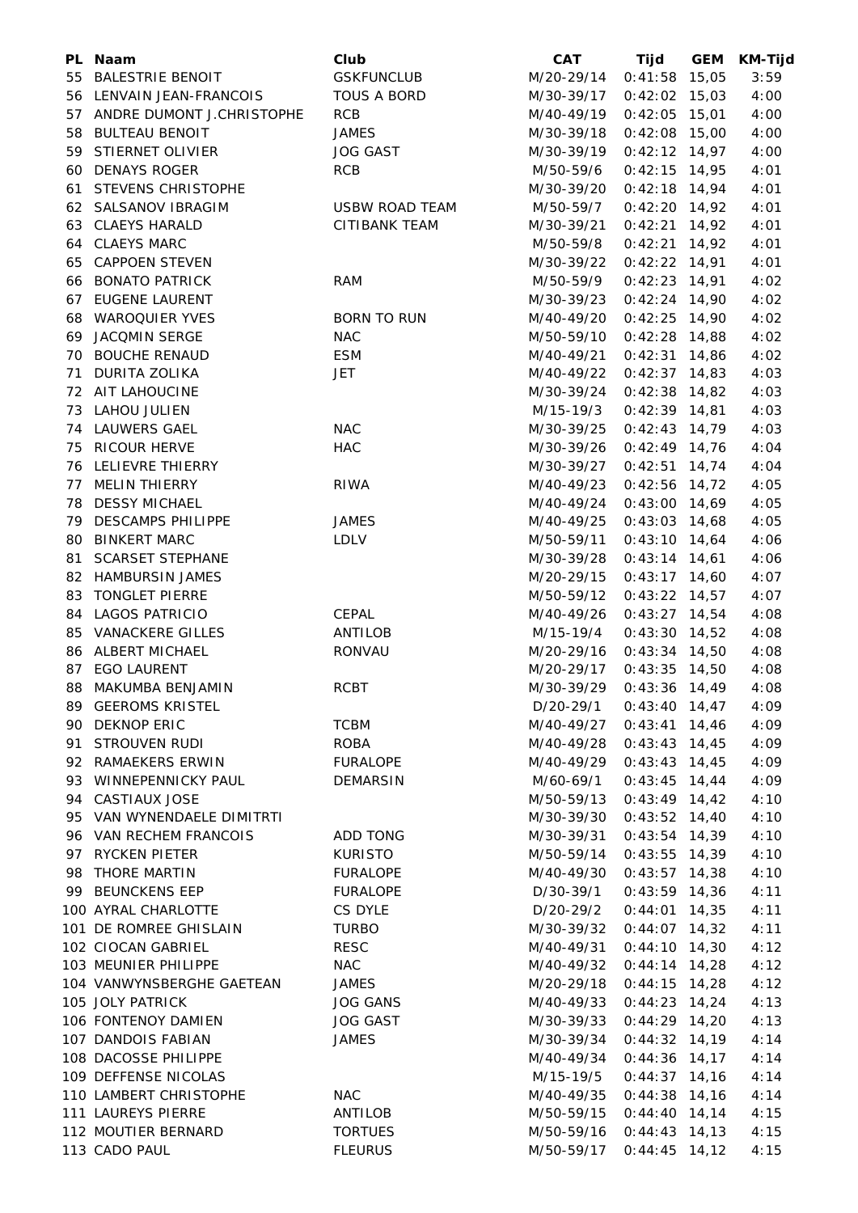| PL | Naam | Club | CAT | Tijd | GEM | KM-Tijd |
|---|---|---|---|---|---|---|
| 55 | BALESTRIE BENOIT | GSKFUNCLUB | M/20-29/14 | 0:41:58 | 15,05 | 3:59 |
| 56 | LENVAIN JEAN-FRANCOIS | TOUS A BORD | M/30-39/17 | 0:42:02 | 15,03 | 4:00 |
| 57 | ANDRE DUMONT J.CHRISTOPHE | RCB | M/40-49/19 | 0:42:05 | 15,01 | 4:00 |
| 58 | BULTEAU BENOIT | JAMES | M/30-39/18 | 0:42:08 | 15,00 | 4:00 |
| 59 | STIERNET OLIVIER | JOG GAST | M/30-39/19 | 0:42:12 | 14,97 | 4:00 |
| 60 | DENAYS ROGER | RCB | M/50-59/6 | 0:42:15 | 14,95 | 4:01 |
| 61 | STEVENS CHRISTOPHE | | M/30-39/20 | 0:42:18 | 14,94 | 4:01 |
| 62 | SALSANOV IBRAGIM | USBW ROAD TEAM | M/50-59/7 | 0:42:20 | 14,92 | 4:01 |
| 63 | CLAEYS HARALD | CITIBANK TEAM | M/30-39/21 | 0:42:21 | 14,92 | 4:01 |
| 64 | CLAEYS MARC | | M/50-59/8 | 0:42:21 | 14,92 | 4:01 |
| 65 | CAPPOEN STEVEN | | M/30-39/22 | 0:42:22 | 14,91 | 4:01 |
| 66 | BONATO PATRICK | RAM | M/50-59/9 | 0:42:23 | 14,91 | 4:02 |
| 67 | EUGENE LAURENT | | M/30-39/23 | 0:42:24 | 14,90 | 4:02 |
| 68 | WAROQUIER YVES | BORN TO RUN | M/40-49/20 | 0:42:25 | 14,90 | 4:02 |
| 69 | JACQMIN SERGE | NAC | M/50-59/10 | 0:42:28 | 14,88 | 4:02 |
| 70 | BOUCHE RENAUD | ESM | M/40-49/21 | 0:42:31 | 14,86 | 4:02 |
| 71 | DURITA ZOLIKA | JET | M/40-49/22 | 0:42:37 | 14,83 | 4:03 |
| 72 | AIT LAHOUCINE | | M/30-39/24 | 0:42:38 | 14,82 | 4:03 |
| 73 | LAHOU JULIEN | | M/15-19/3 | 0:42:39 | 14,81 | 4:03 |
| 74 | LAUWERS GAEL | NAC | M/30-39/25 | 0:42:43 | 14,79 | 4:03 |
| 75 | RICOUR HERVE | HAC | M/30-39/26 | 0:42:49 | 14,76 | 4:04 |
| 76 | LELIEVRE THIERRY | | M/30-39/27 | 0:42:51 | 14,74 | 4:04 |
| 77 | MELIN THIERRY | RIWA | M/40-49/23 | 0:42:56 | 14,72 | 4:05 |
| 78 | DESSY MICHAEL | | M/40-49/24 | 0:43:00 | 14,69 | 4:05 |
| 79 | DESCAMPS PHILIPPE | JAMES | M/40-49/25 | 0:43:03 | 14,68 | 4:05 |
| 80 | BINKERT MARC | LDLV | M/50-59/11 | 0:43:10 | 14,64 | 4:06 |
| 81 | SCARSET STEPHANE | | M/30-39/28 | 0:43:14 | 14,61 | 4:06 |
| 82 | HAMBURSIN JAMES | | M/20-29/15 | 0:43:17 | 14,60 | 4:07 |
| 83 | TONGLET PIERRE | | M/50-59/12 | 0:43:22 | 14,57 | 4:07 |
| 84 | LAGOS PATRICIO | CEPAL | M/40-49/26 | 0:43:27 | 14,54 | 4:08 |
| 85 | VANACKERE GILLES | ANTILOB | M/15-19/4 | 0:43:30 | 14,52 | 4:08 |
| 86 | ALBERT MICHAEL | RONVAU | M/20-29/16 | 0:43:34 | 14,50 | 4:08 |
| 87 | EGO LAURENT | | M/20-29/17 | 0:43:35 | 14,50 | 4:08 |
| 88 | MAKUMBA BENJAMIN | RCBT | M/30-39/29 | 0:43:36 | 14,49 | 4:08 |
| 89 | GEEROMS KRISTEL | | D/20-29/1 | 0:43:40 | 14,47 | 4:09 |
| 90 | DEKNOP ERIC | TCBM | M/40-49/27 | 0:43:41 | 14,46 | 4:09 |
| 91 | STROUVEN RUDI | ROBA | M/40-49/28 | 0:43:43 | 14,45 | 4:09 |
| 92 | RAMAEKERS ERWIN | FURALOPE | M/40-49/29 | 0:43:43 | 14,45 | 4:09 |
| 93 | WINNEPENNICKY PAUL | DEMARSIN | M/60-69/1 | 0:43:45 | 14,44 | 4:09 |
| 94 | CASTIAUX JOSE | | M/50-59/13 | 0:43:49 | 14,42 | 4:10 |
| 95 | VAN WYNENDAELE DIMITRTI | | M/30-39/30 | 0:43:52 | 14,40 | 4:10 |
| 96 | VAN RECHEM FRANCOIS | ADD TONG | M/30-39/31 | 0:43:54 | 14,39 | 4:10 |
| 97 | RYCKEN PIETER | KURISTO | M/50-59/14 | 0:43:55 | 14,39 | 4:10 |
| 98 | THORE MARTIN | FURALOPE | M/40-49/30 | 0:43:57 | 14,38 | 4:10 |
| 99 | BEUNCKENS EEP | FURALOPE | D/30-39/1 | 0:43:59 | 14,36 | 4:11 |
| 100 | AYRAL CHARLOTTE | CS DYLE | D/20-29/2 | 0:44:01 | 14,35 | 4:11 |
| 101 | DE ROMREE GHISLAIN | TURBO | M/30-39/32 | 0:44:07 | 14,32 | 4:11 |
| 102 | CIOCAN GABRIEL | RESC | M/40-49/31 | 0:44:10 | 14,30 | 4:12 |
| 103 | MEUNIER PHILIPPE | NAC | M/40-49/32 | 0:44:14 | 14,28 | 4:12 |
| 104 | VANWYNSBERGHE GAETEAN | JAMES | M/20-29/18 | 0:44:15 | 14,28 | 4:12 |
| 105 | JOLY PATRICK | JOG GANS | M/40-49/33 | 0:44:23 | 14,24 | 4:13 |
| 106 | FONTENOY DAMIEN | JOG GAST | M/30-39/33 | 0:44:29 | 14,20 | 4:13 |
| 107 | DANDOIS FABIAN | JAMES | M/30-39/34 | 0:44:32 | 14,19 | 4:14 |
| 108 | DACOSSE PHILIPPE | | M/40-49/34 | 0:44:36 | 14,17 | 4:14 |
| 109 | DEFFENSE NICOLAS | | M/15-19/5 | 0:44:37 | 14,16 | 4:14 |
| 110 | LAMBERT CHRISTOPHE | NAC | M/40-49/35 | 0:44:38 | 14,16 | 4:14 |
| 111 | LAUREYS PIERRE | ANTILOB | M/50-59/15 | 0:44:40 | 14,14 | 4:15 |
| 112 | MOUTIER BERNARD | TORTUES | M/50-59/16 | 0:44:43 | 14,13 | 4:15 |
| 113 | CADO PAUL | FLEURUS | M/50-59/17 | 0:44:45 | 14,12 | 4:15 |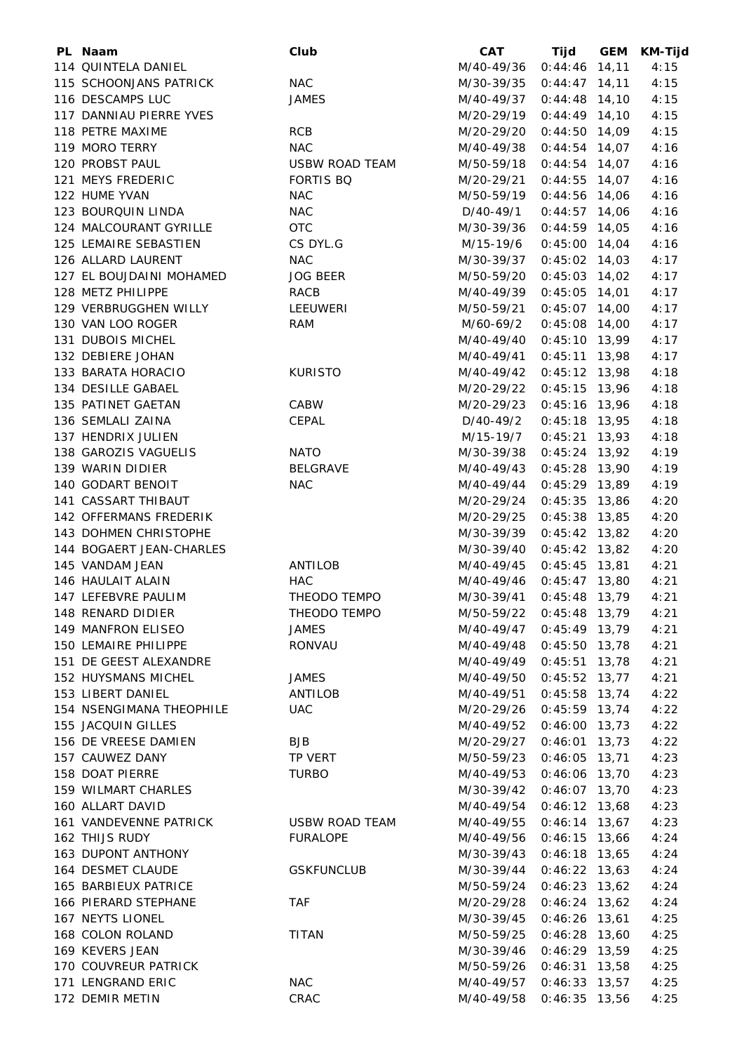| PL | Naam | Club | CAT | Tijd | GEM | KM-Tijd |
|---|---|---|---|---|---|---|
| 114 | QUINTELA DANIEL | | M/40-49/36 | 0:44:46 | 14,11 | 4:15 |
| 115 | SCHOONJANS PATRICK | NAC | M/30-39/35 | 0:44:47 | 14,11 | 4:15 |
| 116 | DESCAMPS LUC | JAMES | M/40-49/37 | 0:44:48 | 14,10 | 4:15 |
| 117 | DANNIAU PIERRE YVES | | M/20-29/19 | 0:44:49 | 14,10 | 4:15 |
| 118 | PETRE MAXIME | RCB | M/20-29/20 | 0:44:50 | 14,09 | 4:15 |
| 119 | MORO TERRY | NAC | M/40-49/38 | 0:44:54 | 14,07 | 4:16 |
| 120 | PROBST PAUL | USBW ROAD TEAM | M/50-59/18 | 0:44:54 | 14,07 | 4:16 |
| 121 | MEYS FREDERIC | FORTIS BQ | M/20-29/21 | 0:44:55 | 14,07 | 4:16 |
| 122 | HUME YVAN | NAC | M/50-59/19 | 0:44:56 | 14,06 | 4:16 |
| 123 | BOURQUIN LINDA | NAC | D/40-49/1 | 0:44:57 | 14,06 | 4:16 |
| 124 | MALCOURANT GYRILLE | OTC | M/30-39/36 | 0:44:59 | 14,05 | 4:16 |
| 125 | LEMAIRE SEBASTIEN | CS DYL.G | M/15-19/6 | 0:45:00 | 14,04 | 4:16 |
| 126 | ALLARD LAURENT | NAC | M/30-39/37 | 0:45:02 | 14,03 | 4:17 |
| 127 | EL BOUJDAINI MOHAMED | JOG BEER | M/50-59/20 | 0:45:03 | 14,02 | 4:17 |
| 128 | METZ PHILIPPE | RACB | M/40-49/39 | 0:45:05 | 14,01 | 4:17 |
| 129 | VERBRUGGHEN WILLY | LEEUWERI | M/50-59/21 | 0:45:07 | 14,00 | 4:17 |
| 130 | VAN LOO ROGER | RAM | M/60-69/2 | 0:45:08 | 14,00 | 4:17 |
| 131 | DUBOIS MICHEL | | M/40-49/40 | 0:45:10 | 13,99 | 4:17 |
| 132 | DEBIERE JOHAN | | M/40-49/41 | 0:45:11 | 13,98 | 4:17 |
| 133 | BARATA HORACIO | KURISTO | M/40-49/42 | 0:45:12 | 13,98 | 4:18 |
| 134 | DESILLE GABAEL | | M/20-29/22 | 0:45:15 | 13,96 | 4:18 |
| 135 | PATINET GAETAN | CABW | M/20-29/23 | 0:45:16 | 13,96 | 4:18 |
| 136 | SEMLALI ZAINA | CEPAL | D/40-49/2 | 0:45:18 | 13,95 | 4:18 |
| 137 | HENDRIX JULIEN | | M/15-19/7 | 0:45:21 | 13,93 | 4:18 |
| 138 | GAROZIS VAGUELIS | NATO | M/30-39/38 | 0:45:24 | 13,92 | 4:19 |
| 139 | WARIN DIDIER | BELGRAVE | M/40-49/43 | 0:45:28 | 13,90 | 4:19 |
| 140 | GODART BENOIT | NAC | M/40-49/44 | 0:45:29 | 13,89 | 4:19 |
| 141 | CASSART THIBAUT | | M/20-29/24 | 0:45:35 | 13,86 | 4:20 |
| 142 | OFFERMANS FREDERIK | | M/20-29/25 | 0:45:38 | 13,85 | 4:20 |
| 143 | DOHMEN CHRISTOPHE | | M/30-39/39 | 0:45:42 | 13,82 | 4:20 |
| 144 | BOGAERT JEAN-CHARLES | | M/30-39/40 | 0:45:42 | 13,82 | 4:20 |
| 145 | VANDAM JEAN | ANTILOB | M/40-49/45 | 0:45:45 | 13,81 | 4:21 |
| 146 | HAULAIT ALAIN | HAC | M/40-49/46 | 0:45:47 | 13,80 | 4:21 |
| 147 | LEFEBVRE PAULIM | THEODO TEMPO | M/30-39/41 | 0:45:48 | 13,79 | 4:21 |
| 148 | RENARD DIDIER | THEODO TEMPO | M/50-59/22 | 0:45:48 | 13,79 | 4:21 |
| 149 | MANFRON ELISEO | JAMES | M/40-49/47 | 0:45:49 | 13,79 | 4:21 |
| 150 | LEMAIRE PHILIPPE | RONVAU | M/40-49/48 | 0:45:50 | 13,78 | 4:21 |
| 151 | DE GEEST ALEXANDRE | | M/40-49/49 | 0:45:51 | 13,78 | 4:21 |
| 152 | HUYSMANS MICHEL | JAMES | M/40-49/50 | 0:45:52 | 13,77 | 4:21 |
| 153 | LIBERT DANIEL | ANTILOB | M/40-49/51 | 0:45:58 | 13,74 | 4:22 |
| 154 | NSENGIMANA THEOPHILE | UAC | M/20-29/26 | 0:45:59 | 13,74 | 4:22 |
| 155 | JACQUIN GILLES | | M/40-49/52 | 0:46:00 | 13,73 | 4:22 |
| 156 | DE VREESE DAMIEN | BJB | M/20-29/27 | 0:46:01 | 13,73 | 4:22 |
| 157 | CAUWEZ DANY | TP VERT | M/50-59/23 | 0:46:05 | 13,71 | 4:23 |
| 158 | DOAT PIERRE | TURBO | M/40-49/53 | 0:46:06 | 13,70 | 4:23 |
| 159 | WILMART CHARLES | | M/30-39/42 | 0:46:07 | 13,70 | 4:23 |
| 160 | ALLART DAVID | | M/40-49/54 | 0:46:12 | 13,68 | 4:23 |
| 161 | VANDEVENNE PATRICK | USBW ROAD TEAM | M/40-49/55 | 0:46:14 | 13,67 | 4:23 |
| 162 | THIJS RUDY | FURALOPE | M/40-49/56 | 0:46:15 | 13,66 | 4:24 |
| 163 | DUPONT ANTHONY | | M/30-39/43 | 0:46:18 | 13,65 | 4:24 |
| 164 | DESMET CLAUDE | GSKFUNCLUB | M/30-39/44 | 0:46:22 | 13,63 | 4:24 |
| 165 | BARBIEUX PATRICE | | M/50-59/24 | 0:46:23 | 13,62 | 4:24 |
| 166 | PIERARD STEPHANE | TAF | M/20-29/28 | 0:46:24 | 13,62 | 4:24 |
| 167 | NEYTS LIONEL | | M/30-39/45 | 0:46:26 | 13,61 | 4:25 |
| 168 | COLON ROLAND | TITAN | M/50-59/25 | 0:46:28 | 13,60 | 4:25 |
| 169 | KEVERS JEAN | | M/30-39/46 | 0:46:29 | 13,59 | 4:25 |
| 170 | COUVREUR PATRICK | | M/50-59/26 | 0:46:31 | 13,58 | 4:25 |
| 171 | LENGRAND ERIC | NAC | M/40-49/57 | 0:46:33 | 13,57 | 4:25 |
| 172 | DEMIR METIN | CRAC | M/40-49/58 | 0:46:35 | 13,56 | 4:25 |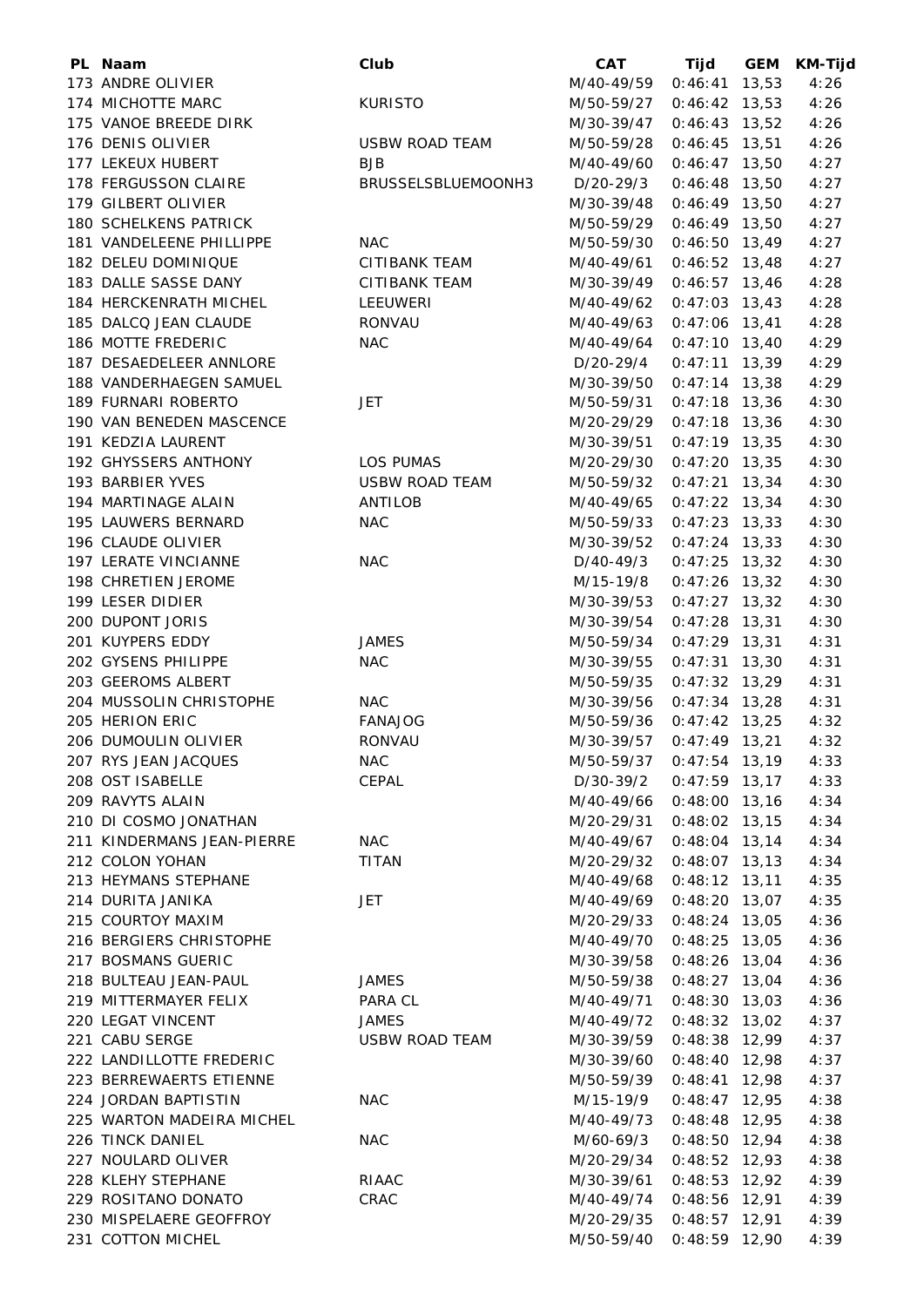| PL | Naam | Club | CAT | Tijd | GEM | KM-Tijd |
|---|---|---|---|---|---|---|
| 173 | ANDRE OLIVIER | | M/40-49/59 | 0:46:41 | 13,53 | 4:26 |
| 174 | MICHOTTE MARC | KURISTO | M/50-59/27 | 0:46:42 | 13,53 | 4:26 |
| 175 | VANOE BREEDE DIRK | | M/30-39/47 | 0:46:43 | 13,52 | 4:26 |
| 176 | DENIS OLIVIER | USBW ROAD TEAM | M/50-59/28 | 0:46:45 | 13,51 | 4:26 |
| 177 | LEKEUX HUBERT | BJB | M/40-49/60 | 0:46:47 | 13,50 | 4:27 |
| 178 | FERGUSSON CLAIRE | BRUSSELSBLUEMOONH3 | D/20-29/3 | 0:46:48 | 13,50 | 4:27 |
| 179 | GILBERT OLIVIER | | M/30-39/48 | 0:46:49 | 13,50 | 4:27 |
| 180 | SCHELKENS PATRICK | | M/50-59/29 | 0:46:49 | 13,50 | 4:27 |
| 181 | VANDELEENE PHILLIPPE | NAC | M/50-59/30 | 0:46:50 | 13,49 | 4:27 |
| 182 | DELEU DOMINIQUE | CITIBANK TEAM | M/40-49/61 | 0:46:52 | 13,48 | 4:27 |
| 183 | DALLE SASSE DANY | CITIBANK TEAM | M/30-39/49 | 0:46:57 | 13,46 | 4:28 |
| 184 | HERCKENRATH MICHEL | LEEUWERI | M/40-49/62 | 0:47:03 | 13,43 | 4:28 |
| 185 | DALCQ JEAN CLAUDE | RONVAU | M/40-49/63 | 0:47:06 | 13,41 | 4:28 |
| 186 | MOTTE FREDERIC | NAC | M/40-49/64 | 0:47:10 | 13,40 | 4:29 |
| 187 | DESAEDELEER ANNLORE | | D/20-29/4 | 0:47:11 | 13,39 | 4:29 |
| 188 | VANDERHAEGEN SAMUEL | | M/30-39/50 | 0:47:14 | 13,38 | 4:29 |
| 189 | FURNARI ROBERTO | JET | M/50-59/31 | 0:47:18 | 13,36 | 4:30 |
| 190 | VAN BENEDEN MASCENCE | | M/20-29/29 | 0:47:18 | 13,36 | 4:30 |
| 191 | KEDZIA LAURENT | | M/30-39/51 | 0:47:19 | 13,35 | 4:30 |
| 192 | GHYSSERS ANTHONY | LOS PUMAS | M/20-29/30 | 0:47:20 | 13,35 | 4:30 |
| 193 | BARBIER YVES | USBW ROAD TEAM | M/50-59/32 | 0:47:21 | 13,34 | 4:30 |
| 194 | MARTINAGE ALAIN | ANTILOB | M/40-49/65 | 0:47:22 | 13,34 | 4:30 |
| 195 | LAUWERS BERNARD | NAC | M/50-59/33 | 0:47:23 | 13,33 | 4:30 |
| 196 | CLAUDE OLIVIER | | M/30-39/52 | 0:47:24 | 13,33 | 4:30 |
| 197 | LERATE VINCIANNE | NAC | D/40-49/3 | 0:47:25 | 13,32 | 4:30 |
| 198 | CHRETIEN JEROME | | M/15-19/8 | 0:47:26 | 13,32 | 4:30 |
| 199 | LESER DIDIER | | M/30-39/53 | 0:47:27 | 13,32 | 4:30 |
| 200 | DUPONT JORIS | | M/30-39/54 | 0:47:28 | 13,31 | 4:30 |
| 201 | KUYPERS EDDY | JAMES | M/50-59/34 | 0:47:29 | 13,31 | 4:31 |
| 202 | GYSENS PHILIPPE | NAC | M/30-39/55 | 0:47:31 | 13,30 | 4:31 |
| 203 | GEEROMS ALBERT | | M/50-59/35 | 0:47:32 | 13,29 | 4:31 |
| 204 | MUSSOLIN CHRISTOPHE | NAC | M/30-39/56 | 0:47:34 | 13,28 | 4:31 |
| 205 | HERION ERIC | FANAJOG | M/50-59/36 | 0:47:42 | 13,25 | 4:32 |
| 206 | DUMOULIN OLIVIER | RONVAU | M/30-39/57 | 0:47:49 | 13,21 | 4:32 |
| 207 | RYS JEAN JACQUES | NAC | M/50-59/37 | 0:47:54 | 13,19 | 4:33 |
| 208 | OST ISABELLE | CEPAL | D/30-39/2 | 0:47:59 | 13,17 | 4:33 |
| 209 | RAVYTS ALAIN | | M/40-49/66 | 0:48:00 | 13,16 | 4:34 |
| 210 | DI COSMO JONATHAN | | M/20-29/31 | 0:48:02 | 13,15 | 4:34 |
| 211 | KINDERMANS JEAN-PIERRE | NAC | M/40-49/67 | 0:48:04 | 13,14 | 4:34 |
| 212 | COLON YOHAN | TITAN | M/20-29/32 | 0:48:07 | 13,13 | 4:34 |
| 213 | HEYMANS STEPHANE | | M/40-49/68 | 0:48:12 | 13,11 | 4:35 |
| 214 | DURITA JANIKA | JET | M/40-49/69 | 0:48:20 | 13,07 | 4:35 |
| 215 | COURTOY MAXIM | | M/20-29/33 | 0:48:24 | 13,05 | 4:36 |
| 216 | BERGIERS CHRISTOPHE | | M/40-49/70 | 0:48:25 | 13,05 | 4:36 |
| 217 | BOSMANS GUERIC | | M/30-39/58 | 0:48:26 | 13,04 | 4:36 |
| 218 | BULTEAU JEAN-PAUL | JAMES | M/50-59/38 | 0:48:27 | 13,04 | 4:36 |
| 219 | MITTERMAYER FELIX | PARA CL | M/40-49/71 | 0:48:30 | 13,03 | 4:36 |
| 220 | LEGAT VINCENT | JAMES | M/40-49/72 | 0:48:32 | 13,02 | 4:37 |
| 221 | CABU SERGE | USBW ROAD TEAM | M/30-39/59 | 0:48:38 | 12,99 | 4:37 |
| 222 | LANDILLOTTE FREDERIC | | M/30-39/60 | 0:48:40 | 12,98 | 4:37 |
| 223 | BERREWAERTS ETIENNE | | M/50-59/39 | 0:48:41 | 12,98 | 4:37 |
| 224 | JORDAN BAPTISTIN | NAC | M/15-19/9 | 0:48:47 | 12,95 | 4:38 |
| 225 | WARTON MADEIRA MICHEL | | M/40-49/73 | 0:48:48 | 12,95 | 4:38 |
| 226 | TINCK DANIEL | NAC | M/60-69/3 | 0:48:50 | 12,94 | 4:38 |
| 227 | NOULARD OLIVER | | M/20-29/34 | 0:48:52 | 12,93 | 4:38 |
| 228 | KLEHY STEPHANE | RIAAC | M/30-39/61 | 0:48:53 | 12,92 | 4:39 |
| 229 | ROSITANO DONATO | CRAC | M/40-49/74 | 0:48:56 | 12,91 | 4:39 |
| 230 | MISPELAERE GEOFFROY | | M/20-29/35 | 0:48:57 | 12,91 | 4:39 |
| 231 | COTTON MICHEL | | M/50-59/40 | 0:48:59 | 12,90 | 4:39 |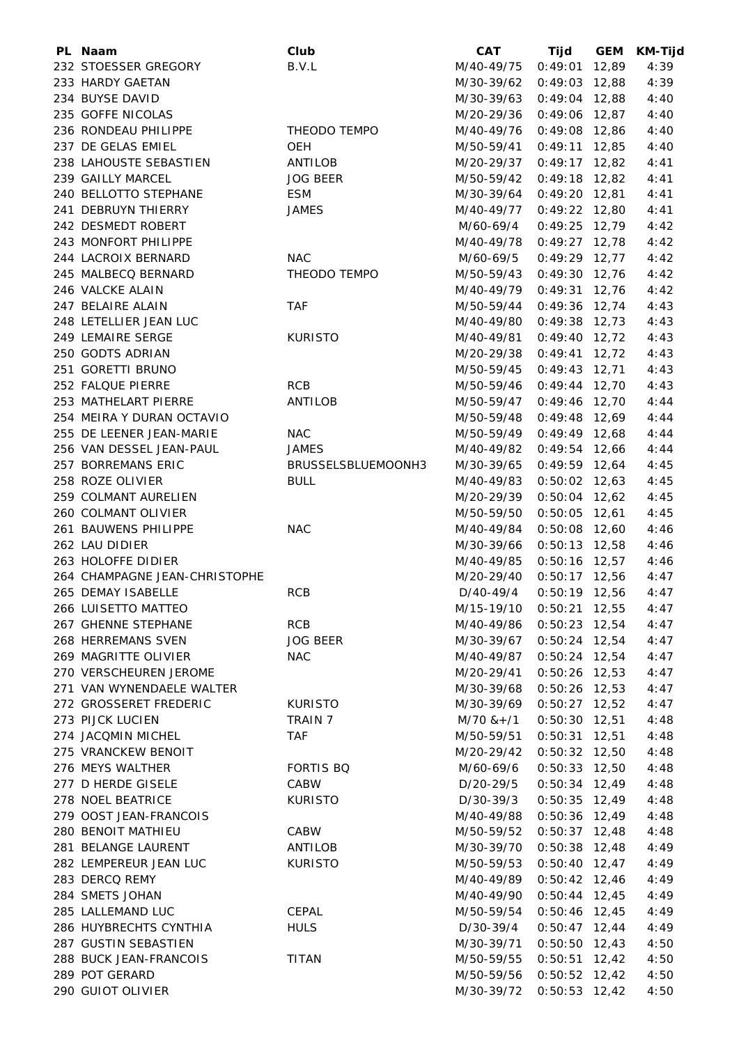| PL | Naam | Club | CAT | Tijd | GEM | KM-Tijd |
|---|---|---|---|---|---|---|
| 232 | STOESSER GREGORY | B.V.L | M/40-49/75 | 0:49:01 | 12,89 | 4:39 |
| 233 | HARDY GAETAN | | M/30-39/62 | 0:49:03 | 12,88 | 4:39 |
| 234 | BUYSE DAVID | | M/30-39/63 | 0:49:04 | 12,88 | 4:40 |
| 235 | GOFFE NICOLAS | | M/20-29/36 | 0:49:06 | 12,87 | 4:40 |
| 236 | RONDEAU PHILIPPE | THEODO TEMPO | M/40-49/76 | 0:49:08 | 12,86 | 4:40 |
| 237 | DE GELAS EMIEL | OEH | M/50-59/41 | 0:49:11 | 12,85 | 4:40 |
| 238 | LAHOUSTE SEBASTIEN | ANTILOB | M/20-29/37 | 0:49:17 | 12,82 | 4:41 |
| 239 | GAILLY MARCEL | JOG BEER | M/50-59/42 | 0:49:18 | 12,82 | 4:41 |
| 240 | BELLOTTO STEPHANE | ESM | M/30-39/64 | 0:49:20 | 12,81 | 4:41 |
| 241 | DEBRUYN THIERRY | JAMES | M/40-49/77 | 0:49:22 | 12,80 | 4:41 |
| 242 | DESMEDT ROBERT | | M/60-69/4 | 0:49:25 | 12,79 | 4:42 |
| 243 | MONFORT PHILIPPE | | M/40-49/78 | 0:49:27 | 12,78 | 4:42 |
| 244 | LACROIX BERNARD | NAC | M/60-69/5 | 0:49:29 | 12,77 | 4:42 |
| 245 | MALBECQ BERNARD | THEODO TEMPO | M/50-59/43 | 0:49:30 | 12,76 | 4:42 |
| 246 | VALCKE ALAIN | | M/40-49/79 | 0:49:31 | 12,76 | 4:42 |
| 247 | BELAIRE ALAIN | TAF | M/50-59/44 | 0:49:36 | 12,74 | 4:43 |
| 248 | LETELLIER JEAN LUC | | M/40-49/80 | 0:49:38 | 12,73 | 4:43 |
| 249 | LEMAIRE SERGE | KURISTO | M/40-49/81 | 0:49:40 | 12,72 | 4:43 |
| 250 | GODTS ADRIAN | | M/20-29/38 | 0:49:41 | 12,72 | 4:43 |
| 251 | GORETTI BRUNO | | M/50-59/45 | 0:49:43 | 12,71 | 4:43 |
| 252 | FALQUE PIERRE | RCB | M/50-59/46 | 0:49:44 | 12,70 | 4:43 |
| 253 | MATHELART PIERRE | ANTILOB | M/50-59/47 | 0:49:46 | 12,70 | 4:44 |
| 254 | MEIRA Y DURAN OCTAVIO | | M/50-59/48 | 0:49:48 | 12,69 | 4:44 |
| 255 | DE LEENER JEAN-MARIE | NAC | M/50-59/49 | 0:49:49 | 12,68 | 4:44 |
| 256 | VAN DESSEL JEAN-PAUL | JAMES | M/40-49/82 | 0:49:54 | 12,66 | 4:44 |
| 257 | BORREMANS ERIC | BRUSSELSBLUEMOONH3 | M/30-39/65 | 0:49:59 | 12,64 | 4:45 |
| 258 | ROZE OLIVIER | BULL | M/40-49/83 | 0:50:02 | 12,63 | 4:45 |
| 259 | COLMANT AURELIEN | | M/20-29/39 | 0:50:04 | 12,62 | 4:45 |
| 260 | COLMANT OLIVIER | | M/50-59/50 | 0:50:05 | 12,61 | 4:45 |
| 261 | BAUWENS PHILIPPE | NAC | M/40-49/84 | 0:50:08 | 12,60 | 4:46 |
| 262 | LAU DIDIER | | M/30-39/66 | 0:50:13 | 12,58 | 4:46 |
| 263 | HOLOFFE DIDIER | | M/40-49/85 | 0:50:16 | 12,57 | 4:46 |
| 264 | CHAMPAGNE JEAN-CHRISTOPHE | | M/20-29/40 | 0:50:17 | 12,56 | 4:47 |
| 265 | DEMAY ISABELLE | RCB | D/40-49/4 | 0:50:19 | 12,56 | 4:47 |
| 266 | LUISETTO MATTEO | | M/15-19/10 | 0:50:21 | 12,55 | 4:47 |
| 267 | GHENNE STEPHANE | RCB | M/40-49/86 | 0:50:23 | 12,54 | 4:47 |
| 268 | HERREMANS SVEN | JOG BEER | M/30-39/67 | 0:50:24 | 12,54 | 4:47 |
| 269 | MAGRITTE OLIVIER | NAC | M/40-49/87 | 0:50:24 | 12,54 | 4:47 |
| 270 | VERSCHEUREN JEROME | | M/20-29/41 | 0:50:26 | 12,53 | 4:47 |
| 271 | VAN WYNENDAELE WALTER | | M/30-39/68 | 0:50:26 | 12,53 | 4:47 |
| 272 | GROSSERET FREDERIC | KURISTO | M/30-39/69 | 0:50:27 | 12,52 | 4:47 |
| 273 | PIJCK LUCIEN | TRAIN 7 | M/70 &+/1 | 0:50:30 | 12,51 | 4:48 |
| 274 | JACQMIN MICHEL | TAF | M/50-59/51 | 0:50:31 | 12,51 | 4:48 |
| 275 | VRANCKEW BENOIT | | M/20-29/42 | 0:50:32 | 12,50 | 4:48 |
| 276 | MEYS WALTHER | FORTIS BQ | M/60-69/6 | 0:50:33 | 12,50 | 4:48 |
| 277 | D HERDE GISELE | CABW | D/20-29/5 | 0:50:34 | 12,49 | 4:48 |
| 278 | NOEL BEATRICE | KURISTO | D/30-39/3 | 0:50:35 | 12,49 | 4:48 |
| 279 | OOST JEAN-FRANCOIS | | M/40-49/88 | 0:50:36 | 12,49 | 4:48 |
| 280 | BENOIT MATHIEU | CABW | M/50-59/52 | 0:50:37 | 12,48 | 4:48 |
| 281 | BELANGE LAURENT | ANTILOB | M/30-39/70 | 0:50:38 | 12,48 | 4:49 |
| 282 | LEMPEREUR JEAN LUC | KURISTO | M/50-59/53 | 0:50:40 | 12,47 | 4:49 |
| 283 | DERCQ REMY | | M/40-49/89 | 0:50:42 | 12,46 | 4:49 |
| 284 | SMETS JOHAN | | M/40-49/90 | 0:50:44 | 12,45 | 4:49 |
| 285 | LALLEMAND LUC | CEPAL | M/50-59/54 | 0:50:46 | 12,45 | 4:49 |
| 286 | HUYBRECHTS CYNTHIA | HULS | D/30-39/4 | 0:50:47 | 12,44 | 4:49 |
| 287 | GUSTIN SEBASTIEN | | M/30-39/71 | 0:50:50 | 12,43 | 4:50 |
| 288 | BUCK JEAN-FRANCOIS | TITAN | M/50-59/55 | 0:50:51 | 12,42 | 4:50 |
| 289 | POT GERARD | | M/50-59/56 | 0:50:52 | 12,42 | 4:50 |
| 290 | GUIOT OLIVIER | | M/30-39/72 | 0:50:53 | 12,42 | 4:50 |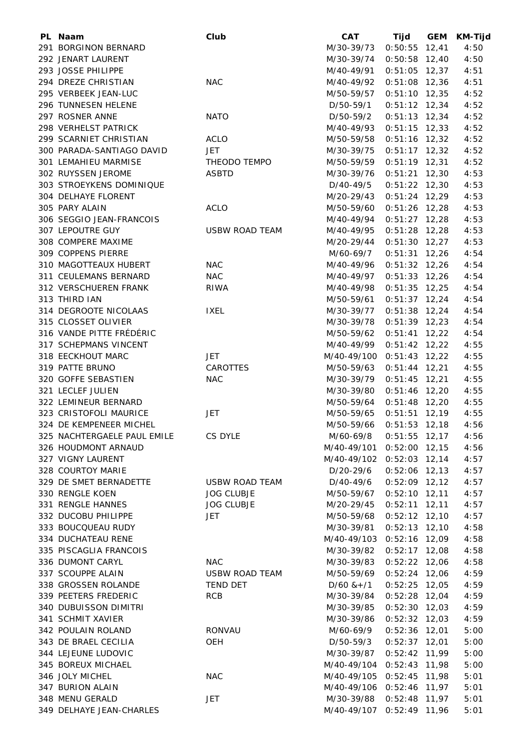| PL | Naam | Club | CAT | Tijd | GEM | KM-Tijd |
|---|---|---|---|---|---|---|
| 291 | BORGINON BERNARD | | M/30-39/73 | 0:50:55 | 12,41 | 4:50 |
| 292 | JENART LAURENT | | M/30-39/74 | 0:50:58 | 12,40 | 4:50 |
| 293 | JOSSE PHILIPPE | | M/40-49/91 | 0:51:05 | 12,37 | 4:51 |
| 294 | DREZE CHRISTIAN | NAC | M/40-49/92 | 0:51:08 | 12,36 | 4:51 |
| 295 | VERBEEK JEAN-LUC | | M/50-59/57 | 0:51:10 | 12,35 | 4:52 |
| 296 | TUNNESEN HELENE | | D/50-59/1 | 0:51:12 | 12,34 | 4:52 |
| 297 | ROSNER ANNE | NATO | D/50-59/2 | 0:51:13 | 12,34 | 4:52 |
| 298 | VERHELST PATRICK | | M/40-49/93 | 0:51:15 | 12,33 | 4:52 |
| 299 | SCARNIET CHRISTIAN | ACLO | M/50-59/58 | 0:51:16 | 12,32 | 4:52 |
| 300 | PARADA-SANTIAGO DAVID | JET | M/30-39/75 | 0:51:17 | 12,32 | 4:52 |
| 301 | LEMAHIEU MARMISE | THEODO TEMPO | M/50-59/59 | 0:51:19 | 12,31 | 4:52 |
| 302 | RUYSSEN JEROME | ASBTD | M/30-39/76 | 0:51:21 | 12,30 | 4:53 |
| 303 | STROEYKENS DOMINIQUE | | D/40-49/5 | 0:51:22 | 12,30 | 4:53 |
| 304 | DELHAYE FLORENT | | M/20-29/43 | 0:51:24 | 12,29 | 4:53 |
| 305 | PARY ALAIN | ACLO | M/50-59/60 | 0:51:26 | 12,28 | 4:53 |
| 306 | SEGGIO JEAN-FRANCOIS | | M/40-49/94 | 0:51:27 | 12,28 | 4:53 |
| 307 | LEPOUTRE GUY | USBW ROAD TEAM | M/40-49/95 | 0:51:28 | 12,28 | 4:53 |
| 308 | COMPERE MAXIME | | M/20-29/44 | 0:51:30 | 12,27 | 4:53 |
| 309 | COPPENS PIERRE | | M/60-69/7 | 0:51:31 | 12,26 | 4:54 |
| 310 | MAGOTTEAUX HUBERT | NAC | M/40-49/96 | 0:51:32 | 12,26 | 4:54 |
| 311 | CEULEMANS BERNARD | NAC | M/40-49/97 | 0:51:33 | 12,26 | 4:54 |
| 312 | VERSCHUEREN FRANK | RIWA | M/40-49/98 | 0:51:35 | 12,25 | 4:54 |
| 313 | THIRD IAN | | M/50-59/61 | 0:51:37 | 12,24 | 4:54 |
| 314 | DEGROOTE NICOLAAS | IXEL | M/30-39/77 | 0:51:38 | 12,24 | 4:54 |
| 315 | CLOSSET OLIVIER | | M/30-39/78 | 0:51:39 | 12,23 | 4:54 |
| 316 | VANDE PITTE FRÉDÉRIC | | M/50-59/62 | 0:51:41 | 12,22 | 4:54 |
| 317 | SCHEPMANS VINCENT | | M/40-49/99 | 0:51:42 | 12,22 | 4:55 |
| 318 | EECKHOUT MARC | JET | M/40-49/100 | 0:51:43 | 12,22 | 4:55 |
| 319 | PATTE BRUNO | CAROTTES | M/50-59/63 | 0:51:44 | 12,21 | 4:55 |
| 320 | GOFFE SEBASTIEN | NAC | M/30-39/79 | 0:51:45 | 12,21 | 4:55 |
| 321 | LECLEF JULIEN | | M/30-39/80 | 0:51:46 | 12,20 | 4:55 |
| 322 | LEMINEUR BERNARD | | M/50-59/64 | 0:51:48 | 12,20 | 4:55 |
| 323 | CRISTOFOLI MAURICE | JET | M/50-59/65 | 0:51:51 | 12,19 | 4:55 |
| 324 | DE KEMPENEER MICHEL | | M/50-59/66 | 0:51:53 | 12,18 | 4:56 |
| 325 | NACHTERGAELE PAUL EMILE | CS DYLE | M/60-69/8 | 0:51:55 | 12,17 | 4:56 |
| 326 | HOUDMONT ARNAUD | | M/40-49/101 | 0:52:00 | 12,15 | 4:56 |
| 327 | VIGNY LAURENT | | M/40-49/102 | 0:52:03 | 12,14 | 4:57 |
| 328 | COURTOY MARIE | | D/20-29/6 | 0:52:06 | 12,13 | 4:57 |
| 329 | DE SMET BERNADETTE | USBW ROAD TEAM | D/40-49/6 | 0:52:09 | 12,12 | 4:57 |
| 330 | RENGLE KOEN | JOG CLUBJE | M/50-59/67 | 0:52:10 | 12,11 | 4:57 |
| 331 | RENGLE HANNES | JOG CLUBJE | M/20-29/45 | 0:52:11 | 12,11 | 4:57 |
| 332 | DUCOBU PHILIPPE | JET | M/50-59/68 | 0:52:12 | 12,10 | 4:57 |
| 333 | BOUCQUEAU RUDY | | M/30-39/81 | 0:52:13 | 12,10 | 4:58 |
| 334 | DUCHATEAU RENE | | M/40-49/103 | 0:52:16 | 12,09 | 4:58 |
| 335 | PISCAGLIA FRANCOIS | | M/30-39/82 | 0:52:17 | 12,08 | 4:58 |
| 336 | DUMONT CARYL | NAC | M/30-39/83 | 0:52:22 | 12,06 | 4:58 |
| 337 | SCOUPPE ALAIN | USBW ROAD TEAM | M/50-59/69 | 0:52:24 | 12,06 | 4:59 |
| 338 | GROSSEN ROLANDE | TEND DET | D/60 &+/1 | 0:52:25 | 12,05 | 4:59 |
| 339 | PEETERS FREDERIC | RCB | M/30-39/84 | 0:52:28 | 12,04 | 4:59 |
| 340 | DUBUISSON DIMITRI | | M/30-39/85 | 0:52:30 | 12,03 | 4:59 |
| 341 | SCHMIT XAVIER | | M/30-39/86 | 0:52:32 | 12,03 | 4:59 |
| 342 | POULAIN ROLAND | RONVAU | M/60-69/9 | 0:52:36 | 12,01 | 5:00 |
| 343 | DE BRAEL CECILIA | OEH | D/50-59/3 | 0:52:37 | 12,01 | 5:00 |
| 344 | LEJEUNE LUDOVIC | | M/30-39/87 | 0:52:42 | 11,99 | 5:00 |
| 345 | BOREUX MICHAEL | | M/40-49/104 | 0:52:43 | 11,98 | 5:00 |
| 346 | JOLY MICHEL | NAC | M/40-49/105 | 0:52:45 | 11,98 | 5:01 |
| 347 | BURION ALAIN | | M/40-49/106 | 0:52:46 | 11,97 | 5:01 |
| 348 | MENU GERALD | JET | M/30-39/88 | 0:52:48 | 11,97 | 5:01 |
| 349 | DELHAYE JEAN-CHARLES | | M/40-49/107 | 0:52:49 | 11,96 | 5:01 |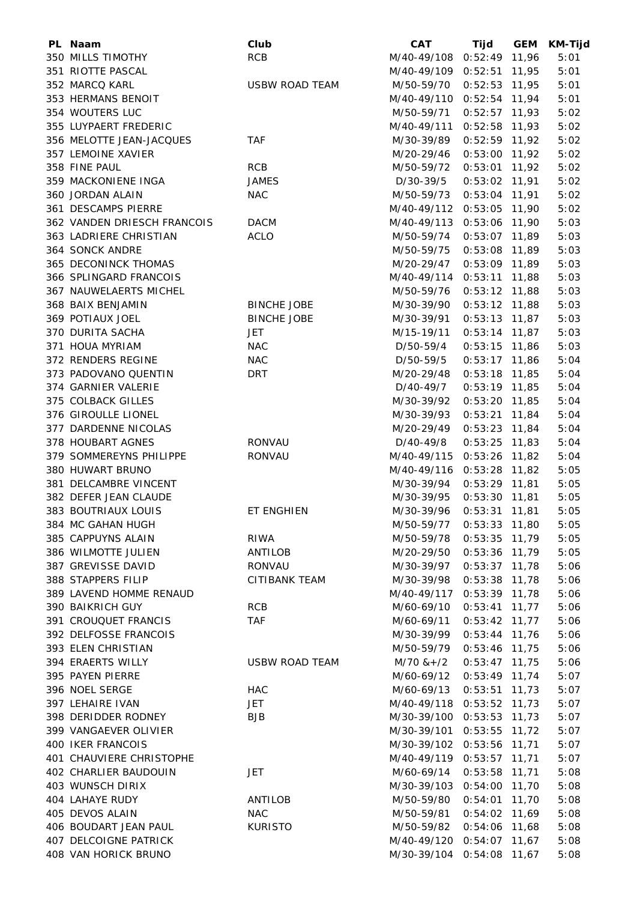| PL | Naam | Club | CAT | Tijd | GEM | KM-Tijd |
|---|---|---|---|---|---|---|
| 350 | MILLS TIMOTHY | RCB | M/40-49/108 | 0:52:49 | 11,96 | 5:01 |
| 351 | RIOTTE PASCAL | | M/40-49/109 | 0:52:51 | 11,95 | 5:01 |
| 352 | MARCQ KARL | USBW ROAD TEAM | M/50-59/70 | 0:52:53 | 11,95 | 5:01 |
| 353 | HERMANS BENOIT | | M/40-49/110 | 0:52:54 | 11,94 | 5:01 |
| 354 | WOUTERS LUC | | M/50-59/71 | 0:52:57 | 11,93 | 5:02 |
| 355 | LUYPAERT FREDERIC | | M/40-49/111 | 0:52:58 | 11,93 | 5:02 |
| 356 | MELOTTE JEAN-JACQUES | TAF | M/30-39/89 | 0:52:59 | 11,92 | 5:02 |
| 357 | LEMOINE XAVIER | | M/20-29/46 | 0:53:00 | 11,92 | 5:02 |
| 358 | FINE PAUL | RCB | M/50-59/72 | 0:53:01 | 11,92 | 5:02 |
| 359 | MACKONIENE INGA | JAMES | D/30-39/5 | 0:53:02 | 11,91 | 5:02 |
| 360 | JORDAN ALAIN | NAC | M/50-59/73 | 0:53:04 | 11,91 | 5:02 |
| 361 | DESCAMPS PIERRE | | M/40-49/112 | 0:53:05 | 11,90 | 5:02 |
| 362 | VANDEN DRIESCH FRANCOIS | DACM | M/40-49/113 | 0:53:06 | 11,90 | 5:03 |
| 363 | LADRIERE CHRISTIAN | ACLO | M/50-59/74 | 0:53:07 | 11,89 | 5:03 |
| 364 | SONCK ANDRE | | M/50-59/75 | 0:53:08 | 11,89 | 5:03 |
| 365 | DECONINCK THOMAS | | M/20-29/47 | 0:53:09 | 11,89 | 5:03 |
| 366 | SPLINGARD FRANCOIS | | M/40-49/114 | 0:53:11 | 11,88 | 5:03 |
| 367 | NAUWELAERTS MICHEL | | M/50-59/76 | 0:53:12 | 11,88 | 5:03 |
| 368 | BAIX BENJAMIN | BINCHE JOBE | M/30-39/90 | 0:53:12 | 11,88 | 5:03 |
| 369 | POTIAUX JOEL | BINCHE JOBE | M/30-39/91 | 0:53:13 | 11,87 | 5:03 |
| 370 | DURITA SACHA | JET | M/15-19/11 | 0:53:14 | 11,87 | 5:03 |
| 371 | HOUA MYRIAM | NAC | D/50-59/4 | 0:53:15 | 11,86 | 5:03 |
| 372 | RENDERS REGINE | NAC | D/50-59/5 | 0:53:17 | 11,86 | 5:04 |
| 373 | PADOVANO QUENTIN | DRT | M/20-29/48 | 0:53:18 | 11,85 | 5:04 |
| 374 | GARNIER VALERIE | | D/40-49/7 | 0:53:19 | 11,85 | 5:04 |
| 375 | COLBACK GILLES | | M/30-39/92 | 0:53:20 | 11,85 | 5:04 |
| 376 | GIROULLE LIONEL | | M/30-39/93 | 0:53:21 | 11,84 | 5:04 |
| 377 | DARDENNE NICOLAS | | M/20-29/49 | 0:53:23 | 11,84 | 5:04 |
| 378 | HOUBART AGNES | RONVAU | D/40-49/8 | 0:53:25 | 11,83 | 5:04 |
| 379 | SOMMEREYNS PHILIPPE | RONVAU | M/40-49/115 | 0:53:26 | 11,82 | 5:04 |
| 380 | HUWART BRUNO | | M/40-49/116 | 0:53:28 | 11,82 | 5:05 |
| 381 | DELCAMBRE VINCENT | | M/30-39/94 | 0:53:29 | 11,81 | 5:05 |
| 382 | DEFER JEAN CLAUDE | | M/30-39/95 | 0:53:30 | 11,81 | 5:05 |
| 383 | BOUTRIAUX LOUIS | ET ENGHIEN | M/30-39/96 | 0:53:31 | 11,81 | 5:05 |
| 384 | MC GAHAN HUGH | | M/50-59/77 | 0:53:33 | 11,80 | 5:05 |
| 385 | CAPPUYNS ALAIN | RIWA | M/50-59/78 | 0:53:35 | 11,79 | 5:05 |
| 386 | WILMOTTE JULIEN | ANTILOB | M/20-29/50 | 0:53:36 | 11,79 | 5:05 |
| 387 | GREVISSE DAVID | RONVAU | M/30-39/97 | 0:53:37 | 11,78 | 5:06 |
| 388 | STAPPERS FILIP | CITIBANK TEAM | M/30-39/98 | 0:53:38 | 11,78 | 5:06 |
| 389 | LAVEND HOMME RENAUD | | M/40-49/117 | 0:53:39 | 11,78 | 5:06 |
| 390 | BAIKRICH GUY | RCB | M/60-69/10 | 0:53:41 | 11,77 | 5:06 |
| 391 | CROUQUET FRANCIS | TAF | M/60-69/11 | 0:53:42 | 11,77 | 5:06 |
| 392 | DELFOSSE FRANCOIS | | M/30-39/99 | 0:53:44 | 11,76 | 5:06 |
| 393 | ELEN CHRISTIAN | | M/50-59/79 | 0:53:46 | 11,75 | 5:06 |
| 394 | ERAERTS WILLY | USBW ROAD TEAM | M/70 &+/2 | 0:53:47 | 11,75 | 5:06 |
| 395 | PAYEN PIERRE | | M/60-69/12 | 0:53:49 | 11,74 | 5:07 |
| 396 | NOEL SERGE | HAC | M/60-69/13 | 0:53:51 | 11,73 | 5:07 |
| 397 | LEHAIRE IVAN | JET | M/40-49/118 | 0:53:52 | 11,73 | 5:07 |
| 398 | DERIDDER RODNEY | BJB | M/30-39/100 | 0:53:53 | 11,73 | 5:07 |
| 399 | VANGAEVER OLIVIER | | M/30-39/101 | 0:53:55 | 11,72 | 5:07 |
| 400 | IKER FRANCOIS | | M/30-39/102 | 0:53:56 | 11,71 | 5:07 |
| 401 | CHAUVIERE CHRISTOPHE | | M/40-49/119 | 0:53:57 | 11,71 | 5:07 |
| 402 | CHARLIER BAUDOUIN | JET | M/60-69/14 | 0:53:58 | 11,71 | 5:08 |
| 403 | WUNSCH DIRIX | | M/30-39/103 | 0:54:00 | 11,70 | 5:08 |
| 404 | LAHAYE RUDY | ANTILOB | M/50-59/80 | 0:54:01 | 11,70 | 5:08 |
| 405 | DEVOS ALAIN | NAC | M/50-59/81 | 0:54:02 | 11,69 | 5:08 |
| 406 | BOUDART JEAN PAUL | KURISTO | M/50-59/82 | 0:54:06 | 11,68 | 5:08 |
| 407 | DELCOIGNE PATRICK | | M/40-49/120 | 0:54:07 | 11,67 | 5:08 |
| 408 | VAN HORICK BRUNO | | M/30-39/104 | 0:54:08 | 11,67 | 5:08 |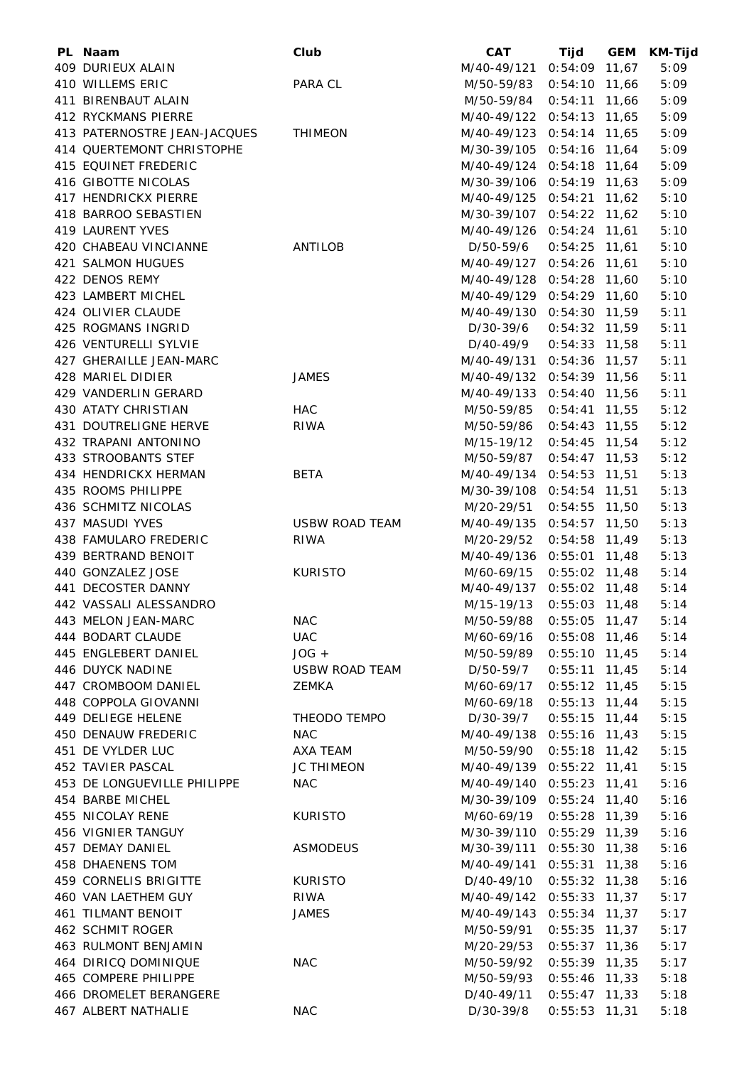| PL | Naam | Club | CAT | Tijd | GEM | KM-Tijd |
|---|---|---|---|---|---|---|
| 409 | DURIEUX ALAIN | | M/40-49/121 | 0:54:09 | 11,67 | 5:09 |
| 410 | WILLEMS ERIC | PARA CL | M/50-59/83 | 0:54:10 | 11,66 | 5:09 |
| 411 | BIRENBAUT ALAIN | | M/50-59/84 | 0:54:11 | 11,66 | 5:09 |
| 412 | RYCKMANS PIERRE | | M/40-49/122 | 0:54:13 | 11,65 | 5:09 |
| 413 | PATERNOSTRE JEAN-JACQUES | THIMEON | M/40-49/123 | 0:54:14 | 11,65 | 5:09 |
| 414 | QUERTEMONT CHRISTOPHE | | M/30-39/105 | 0:54:16 | 11,64 | 5:09 |
| 415 | EQUINET FREDERIC | | M/40-49/124 | 0:54:18 | 11,64 | 5:09 |
| 416 | GIBOTTE NICOLAS | | M/30-39/106 | 0:54:19 | 11,63 | 5:09 |
| 417 | HENDRICKX PIERRE | | M/40-49/125 | 0:54:21 | 11,62 | 5:10 |
| 418 | BARROO SEBASTIEN | | M/30-39/107 | 0:54:22 | 11,62 | 5:10 |
| 419 | LAURENT YVES | | M/40-49/126 | 0:54:24 | 11,61 | 5:10 |
| 420 | CHABEAU VINCIANNE | ANTILOB | D/50-59/6 | 0:54:25 | 11,61 | 5:10 |
| 421 | SALMON HUGUES | | M/40-49/127 | 0:54:26 | 11,61 | 5:10 |
| 422 | DENOS REMY | | M/40-49/128 | 0:54:28 | 11,60 | 5:10 |
| 423 | LAMBERT MICHEL | | M/40-49/129 | 0:54:29 | 11,60 | 5:10 |
| 424 | OLIVIER CLAUDE | | M/40-49/130 | 0:54:30 | 11,59 | 5:11 |
| 425 | ROGMANS INGRID | | D/30-39/6 | 0:54:32 | 11,59 | 5:11 |
| 426 | VENTURELLI SYLVIE | | D/40-49/9 | 0:54:33 | 11,58 | 5:11 |
| 427 | GHERAILLE JEAN-MARC | | M/40-49/131 | 0:54:36 | 11,57 | 5:11 |
| 428 | MARIEL DIDIER | JAMES | M/40-49/132 | 0:54:39 | 11,56 | 5:11 |
| 429 | VANDERLIN GERARD | | M/40-49/133 | 0:54:40 | 11,56 | 5:11 |
| 430 | ATATY CHRISTIAN | HAC | M/50-59/85 | 0:54:41 | 11,55 | 5:12 |
| 431 | DOUTRELIGNE HERVE | RIWA | M/50-59/86 | 0:54:43 | 11,55 | 5:12 |
| 432 | TRAPANI ANTONINO | | M/15-19/12 | 0:54:45 | 11,54 | 5:12 |
| 433 | STROOBANTS STEF | | M/50-59/87 | 0:54:47 | 11,53 | 5:12 |
| 434 | HENDRICKX HERMAN | BETA | M/40-49/134 | 0:54:53 | 11,51 | 5:13 |
| 435 | ROOMS PHILIPPE | | M/30-39/108 | 0:54:54 | 11,51 | 5:13 |
| 436 | SCHMITZ NICOLAS | | M/20-29/51 | 0:54:55 | 11,50 | 5:13 |
| 437 | MASUDI YVES | USBW ROAD TEAM | M/40-49/135 | 0:54:57 | 11,50 | 5:13 |
| 438 | FAMULARO FREDERIC | RIWA | M/20-29/52 | 0:54:58 | 11,49 | 5:13 |
| 439 | BERTRAND BENOIT | | M/40-49/136 | 0:55:01 | 11,48 | 5:13 |
| 440 | GONZALEZ JOSE | KURISTO | M/60-69/15 | 0:55:02 | 11,48 | 5:14 |
| 441 | DECOSTER DANNY | | M/40-49/137 | 0:55:02 | 11,48 | 5:14 |
| 442 | VASSALI ALESSANDRO | | M/15-19/13 | 0:55:03 | 11,48 | 5:14 |
| 443 | MELON JEAN-MARC | NAC | M/50-59/88 | 0:55:05 | 11,47 | 5:14 |
| 444 | BODART CLAUDE | UAC | M/60-69/16 | 0:55:08 | 11,46 | 5:14 |
| 445 | ENGLEBERT DANIEL | JOG + | M/50-59/89 | 0:55:10 | 11,45 | 5:14 |
| 446 | DUYCK NADINE | USBW ROAD TEAM | D/50-59/7 | 0:55:11 | 11,45 | 5:14 |
| 447 | CROMBOOM DANIEL | ZEMKA | M/60-69/17 | 0:55:12 | 11,45 | 5:15 |
| 448 | COPPOLA GIOVANNI | | M/60-69/18 | 0:55:13 | 11,44 | 5:15 |
| 449 | DELIEGE HELENE | THEODO TEMPO | D/30-39/7 | 0:55:15 | 11,44 | 5:15 |
| 450 | DENAUW FREDERIC | NAC | M/40-49/138 | 0:55:16 | 11,43 | 5:15 |
| 451 | DE VYLDER LUC | AXA TEAM | M/50-59/90 | 0:55:18 | 11,42 | 5:15 |
| 452 | TAVIER PASCAL | JC THIMEON | M/40-49/139 | 0:55:22 | 11,41 | 5:15 |
| 453 | DE LONGUEVILLE PHILIPPE | NAC | M/40-49/140 | 0:55:23 | 11,41 | 5:16 |
| 454 | BARBE MICHEL | | M/30-39/109 | 0:55:24 | 11,40 | 5:16 |
| 455 | NICOLAY RENE | KURISTO | M/60-69/19 | 0:55:28 | 11,39 | 5:16 |
| 456 | VIGNIER TANGUY | | M/30-39/110 | 0:55:29 | 11,39 | 5:16 |
| 457 | DEMAY DANIEL | ASMODEUS | M/30-39/111 | 0:55:30 | 11,38 | 5:16 |
| 458 | DHAENENS TOM | | M/40-49/141 | 0:55:31 | 11,38 | 5:16 |
| 459 | CORNELIS BRIGITTE | KURISTO | D/40-49/10 | 0:55:32 | 11,38 | 5:16 |
| 460 | VAN LAETHEM GUY | RIWA | M/40-49/142 | 0:55:33 | 11,37 | 5:17 |
| 461 | TILMANT BENOIT | JAMES | M/40-49/143 | 0:55:34 | 11,37 | 5:17 |
| 462 | SCHMIT ROGER | | M/50-59/91 | 0:55:35 | 11,37 | 5:17 |
| 463 | RULMONT BENJAMIN | | M/20-29/53 | 0:55:37 | 11,36 | 5:17 |
| 464 | DIRICQ DOMINIQUE | NAC | M/50-59/92 | 0:55:39 | 11,35 | 5:17 |
| 465 | COMPERE PHILIPPE | | M/50-59/93 | 0:55:46 | 11,33 | 5:18 |
| 466 | DROMELET BERANGERE | | D/40-49/11 | 0:55:47 | 11,33 | 5:18 |
| 467 | ALBERT NATHALIE | NAC | D/30-39/8 | 0:55:53 | 11,31 | 5:18 |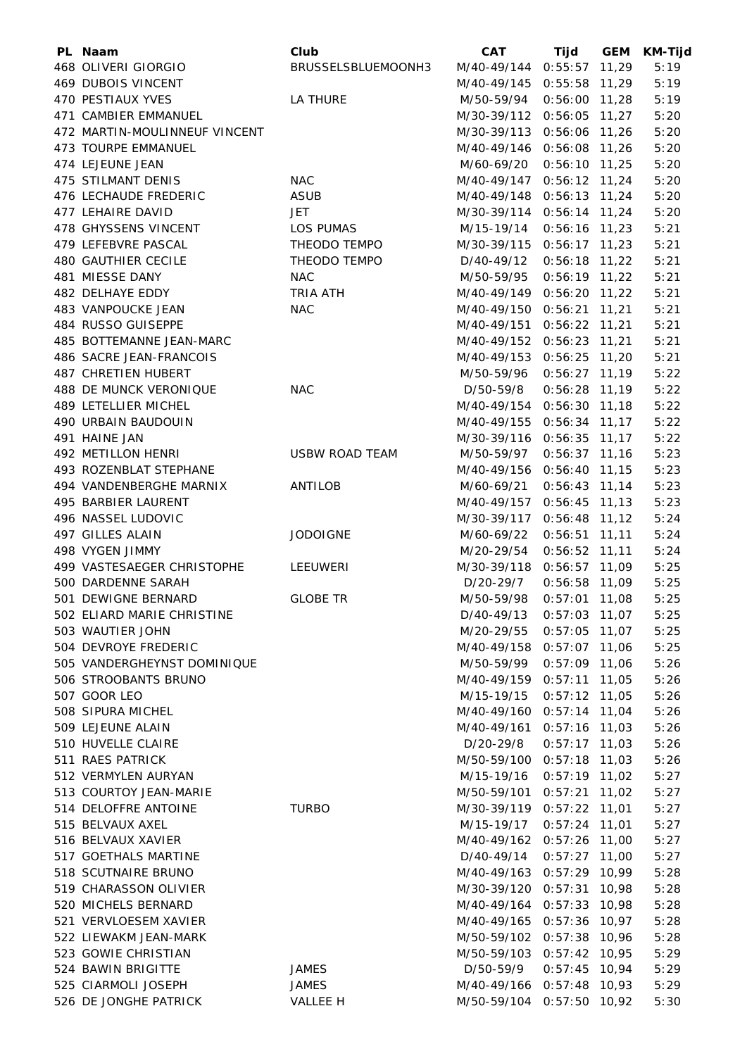| PL | Naam | Club | CAT | Tijd | GEM | KM-Tijd |
|---|---|---|---|---|---|---|
| 468 | OLIVERI GIORGIO | BRUSSELSBLUEMOONH3 | M/40-49/144 | 0:55:57 | 11,29 | 5:19 |
| 469 | DUBOIS VINCENT | | M/40-49/145 | 0:55:58 | 11,29 | 5:19 |
| 470 | PESTIAUX YVES | LA THURE | M/50-59/94 | 0:56:00 | 11,28 | 5:19 |
| 471 | CAMBIER EMMANUEL | | M/30-39/112 | 0:56:05 | 11,27 | 5:20 |
| 472 | MARTIN-MOULINNEUF VINCENT | | M/30-39/113 | 0:56:06 | 11,26 | 5:20 |
| 473 | TOURPE EMMANUEL | | M/40-49/146 | 0:56:08 | 11,26 | 5:20 |
| 474 | LEJEUNE JEAN | | M/60-69/20 | 0:56:10 | 11,25 | 5:20 |
| 475 | STILMANT DENIS | NAC | M/40-49/147 | 0:56:12 | 11,24 | 5:20 |
| 476 | LECHAUDE FREDERIC | ASUB | M/40-49/148 | 0:56:13 | 11,24 | 5:20 |
| 477 | LEHAIRE DAVID | JET | M/30-39/114 | 0:56:14 | 11,24 | 5:20 |
| 478 | GHYSSENS VINCENT | LOS PUMAS | M/15-19/14 | 0:56:16 | 11,23 | 5:21 |
| 479 | LEFEBVRE PASCAL | THEODO TEMPO | M/30-39/115 | 0:56:17 | 11,23 | 5:21 |
| 480 | GAUTHIER CECILE | THEODO TEMPO | D/40-49/12 | 0:56:18 | 11,22 | 5:21 |
| 481 | MIESSE DANY | NAC | M/50-59/95 | 0:56:19 | 11,22 | 5:21 |
| 482 | DELHAYE EDDY | TRIA ATH | M/40-49/149 | 0:56:20 | 11,22 | 5:21 |
| 483 | VANPOUCKE JEAN | NAC | M/40-49/150 | 0:56:21 | 11,21 | 5:21 |
| 484 | RUSSO GUISEPPE | | M/40-49/151 | 0:56:22 | 11,21 | 5:21 |
| 485 | BOTTEMANNE JEAN-MARC | | M/40-49/152 | 0:56:23 | 11,21 | 5:21 |
| 486 | SACRE JEAN-FRANCOIS | | M/40-49/153 | 0:56:25 | 11,20 | 5:21 |
| 487 | CHRETIEN HUBERT | | M/50-59/96 | 0:56:27 | 11,19 | 5:22 |
| 488 | DE MUNCK VERONIQUE | NAC | D/50-59/8 | 0:56:28 | 11,19 | 5:22 |
| 489 | LETELLIER MICHEL | | M/40-49/154 | 0:56:30 | 11,18 | 5:22 |
| 490 | URBAIN BAUDOUIN | | M/40-49/155 | 0:56:34 | 11,17 | 5:22 |
| 491 | HAINE JAN | | M/30-39/116 | 0:56:35 | 11,17 | 5:22 |
| 492 | METILLON HENRI | USBW ROAD TEAM | M/50-59/97 | 0:56:37 | 11,16 | 5:23 |
| 493 | ROZENBLAT STEPHANE | | M/40-49/156 | 0:56:40 | 11,15 | 5:23 |
| 494 | VANDENBERGHE MARNIX | ANTILOB | M/60-69/21 | 0:56:43 | 11,14 | 5:23 |
| 495 | BARBIER LAURENT | | M/40-49/157 | 0:56:45 | 11,13 | 5:23 |
| 496 | NASSEL LUDOVIC | | M/30-39/117 | 0:56:48 | 11,12 | 5:24 |
| 497 | GILLES ALAIN | JODOIGNE | M/60-69/22 | 0:56:51 | 11,11 | 5:24 |
| 498 | VYGEN JIMMY | | M/20-29/54 | 0:56:52 | 11,11 | 5:24 |
| 499 | VASTESAEGER CHRISTOPHE | LEEUWERI | M/30-39/118 | 0:56:57 | 11,09 | 5:25 |
| 500 | DARDENNE SARAH | | D/20-29/7 | 0:56:58 | 11,09 | 5:25 |
| 501 | DEWIGNE BERNARD | GLOBE TR | M/50-59/98 | 0:57:01 | 11,08 | 5:25 |
| 502 | ELIARD MARIE CHRISTINE | | D/40-49/13 | 0:57:03 | 11,07 | 5:25 |
| 503 | WAUTIER JOHN | | M/20-29/55 | 0:57:05 | 11,07 | 5:25 |
| 504 | DEVROYE FREDERIC | | M/40-49/158 | 0:57:07 | 11,06 | 5:25 |
| 505 | VANDERGHEYNST DOMINIQUE | | M/50-59/99 | 0:57:09 | 11,06 | 5:26 |
| 506 | STROOBANTS BRUNO | | M/40-49/159 | 0:57:11 | 11,05 | 5:26 |
| 507 | GOOR LEO | | M/15-19/15 | 0:57:12 | 11,05 | 5:26 |
| 508 | SIPURA MICHEL | | M/40-49/160 | 0:57:14 | 11,04 | 5:26 |
| 509 | LEJEUNE ALAIN | | M/40-49/161 | 0:57:16 | 11,03 | 5:26 |
| 510 | HUVELLE CLAIRE | | D/20-29/8 | 0:57:17 | 11,03 | 5:26 |
| 511 | RAES PATRICK | | M/50-59/100 | 0:57:18 | 11,03 | 5:26 |
| 512 | VERMYLEN AURYAN | | M/15-19/16 | 0:57:19 | 11,02 | 5:27 |
| 513 | COURTOY JEAN-MARIE | | M/50-59/101 | 0:57:21 | 11,02 | 5:27 |
| 514 | DELOFFRE ANTOINE | TURBO | M/30-39/119 | 0:57:22 | 11,01 | 5:27 |
| 515 | BELVAUX AXEL | | M/15-19/17 | 0:57:24 | 11,01 | 5:27 |
| 516 | BELVAUX XAVIER | | M/40-49/162 | 0:57:26 | 11,00 | 5:27 |
| 517 | GOETHALS MARTINE | | D/40-49/14 | 0:57:27 | 11,00 | 5:27 |
| 518 | SCUTNAIRE BRUNO | | M/40-49/163 | 0:57:29 | 10,99 | 5:28 |
| 519 | CHARASSON OLIVIER | | M/30-39/120 | 0:57:31 | 10,98 | 5:28 |
| 520 | MICHELS BERNARD | | M/40-49/164 | 0:57:33 | 10,98 | 5:28 |
| 521 | VERVLOESEM XAVIER | | M/40-49/165 | 0:57:36 | 10,97 | 5:28 |
| 522 | LIEWAKM JEAN-MARK | | M/50-59/102 | 0:57:38 | 10,96 | 5:28 |
| 523 | GOWIE CHRISTIAN | | M/50-59/103 | 0:57:42 | 10,95 | 5:29 |
| 524 | BAWIN BRIGITTE | JAMES | D/50-59/9 | 0:57:45 | 10,94 | 5:29 |
| 525 | CIARMOLI JOSEPH | JAMES | M/40-49/166 | 0:57:48 | 10,93 | 5:29 |
| 526 | DE JONGHE PATRICK | VALLEE H | M/50-59/104 | 0:57:50 | 10,92 | 5:30 |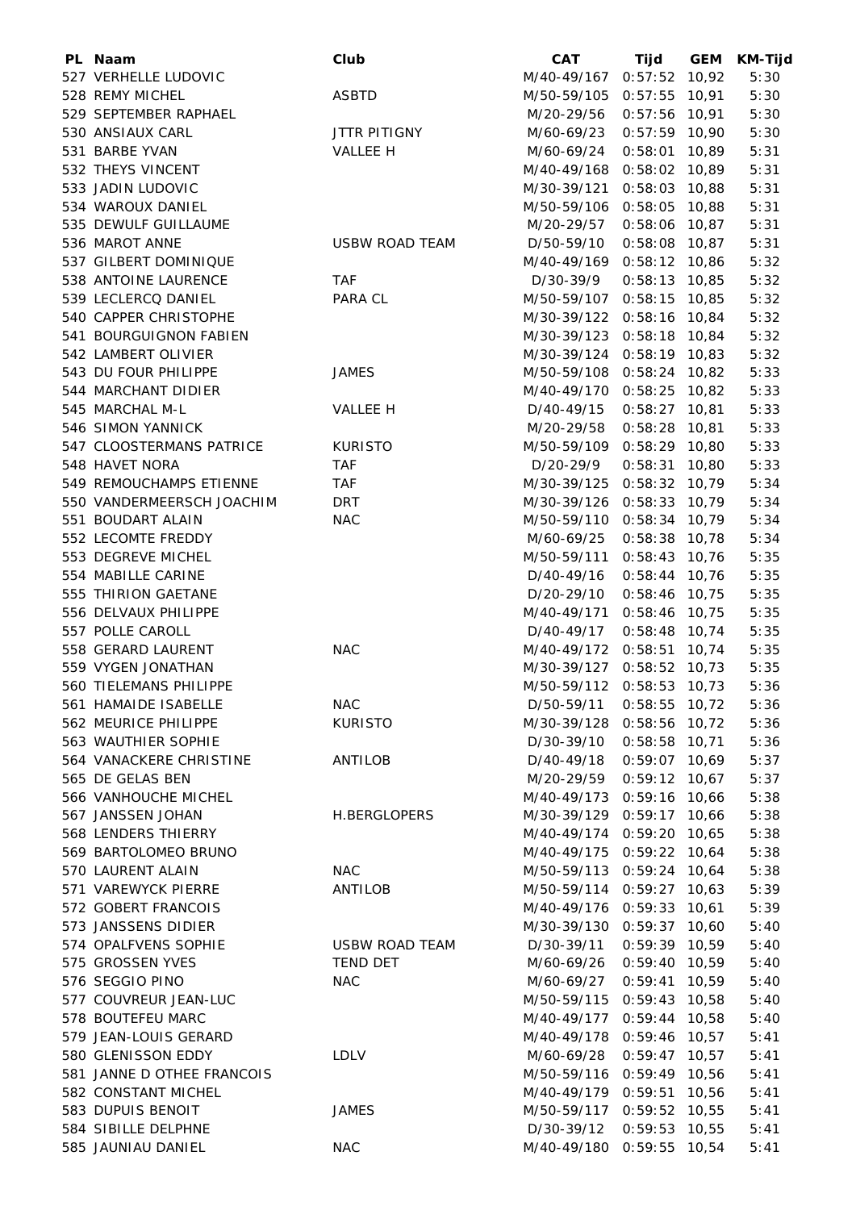| PL | Naam | Club | CAT | Tijd | GEM | KM-Tijd |
|---|---|---|---|---|---|---|
| 527 | VERHELLE LUDOVIC | | M/40-49/167 | 0:57:52 | 10,92 | 5:30 |
| 528 | REMY MICHEL | ASBTD | M/50-59/105 | 0:57:55 | 10,91 | 5:30 |
| 529 | SEPTEMBER RAPHAEL | | M/20-29/56 | 0:57:56 | 10,91 | 5:30 |
| 530 | ANSIAUX CARL | JTTR PITIGNY | M/60-69/23 | 0:57:59 | 10,90 | 5:30 |
| 531 | BARBE YVAN | VALLEE H | M/60-69/24 | 0:58:01 | 10,89 | 5:31 |
| 532 | THEYS VINCENT | | M/40-49/168 | 0:58:02 | 10,89 | 5:31 |
| 533 | JADIN LUDOVIC | | M/30-39/121 | 0:58:03 | 10,88 | 5:31 |
| 534 | WAROUX DANIEL | | M/50-59/106 | 0:58:05 | 10,88 | 5:31 |
| 535 | DEWULF GUILLAUME | | M/20-29/57 | 0:58:06 | 10,87 | 5:31 |
| 536 | MAROT ANNE | USBW ROAD TEAM | D/50-59/10 | 0:58:08 | 10,87 | 5:31 |
| 537 | GILBERT DOMINIQUE | | M/40-49/169 | 0:58:12 | 10,86 | 5:32 |
| 538 | ANTOINE LAURENCE | TAF | D/30-39/9 | 0:58:13 | 10,85 | 5:32 |
| 539 | LECLERCQ DANIEL | PARA CL | M/50-59/107 | 0:58:15 | 10,85 | 5:32 |
| 540 | CAPPER CHRISTOPHE | | M/30-39/122 | 0:58:16 | 10,84 | 5:32 |
| 541 | BOURGUIGNON FABIEN | | M/30-39/123 | 0:58:18 | 10,84 | 5:32 |
| 542 | LAMBERT OLIVIER | | M/30-39/124 | 0:58:19 | 10,83 | 5:32 |
| 543 | DU FOUR PHILIPPE | JAMES | M/50-59/108 | 0:58:24 | 10,82 | 5:33 |
| 544 | MARCHANT DIDIER | | M/40-49/170 | 0:58:25 | 10,82 | 5:33 |
| 545 | MARCHAL M-L | VALLEE H | D/40-49/15 | 0:58:27 | 10,81 | 5:33 |
| 546 | SIMON YANNICK | | M/20-29/58 | 0:58:28 | 10,81 | 5:33 |
| 547 | CLOOSTERMANS PATRICE | KURISTO | M/50-59/109 | 0:58:29 | 10,80 | 5:33 |
| 548 | HAVET NORA | TAF | D/20-29/9 | 0:58:31 | 10,80 | 5:33 |
| 549 | REMOUCHAMPS ETIENNE | TAF | M/30-39/125 | 0:58:32 | 10,79 | 5:34 |
| 550 | VANDERMEERSCH JOACHIM | DRT | M/30-39/126 | 0:58:33 | 10,79 | 5:34 |
| 551 | BOUDART ALAIN | NAC | M/50-59/110 | 0:58:34 | 10,79 | 5:34 |
| 552 | LECOMTE FREDDY | | M/60-69/25 | 0:58:38 | 10,78 | 5:34 |
| 553 | DEGREVE MICHEL | | M/50-59/111 | 0:58:43 | 10,76 | 5:35 |
| 554 | MABILLE CARINE | | D/40-49/16 | 0:58:44 | 10,76 | 5:35 |
| 555 | THIRION GAETANE | | D/20-29/10 | 0:58:46 | 10,75 | 5:35 |
| 556 | DELVAUX PHILIPPE | | M/40-49/171 | 0:58:46 | 10,75 | 5:35 |
| 557 | POLLE CAROLL | | D/40-49/17 | 0:58:48 | 10,74 | 5:35 |
| 558 | GERARD LAURENT | NAC | M/40-49/172 | 0:58:51 | 10,74 | 5:35 |
| 559 | VYGEN JONATHAN | | M/30-39/127 | 0:58:52 | 10,73 | 5:35 |
| 560 | TIELEMANS PHILIPPE | | M/50-59/112 | 0:58:53 | 10,73 | 5:36 |
| 561 | HAMAIDE ISABELLE | NAC | D/50-59/11 | 0:58:55 | 10,72 | 5:36 |
| 562 | MEURICE PHILIPPE | KURISTO | M/30-39/128 | 0:58:56 | 10,72 | 5:36 |
| 563 | WAUTHIER SOPHIE | | D/30-39/10 | 0:58:58 | 10,71 | 5:36 |
| 564 | VANACKERE CHRISTINE | ANTILOB | D/40-49/18 | 0:59:07 | 10,69 | 5:37 |
| 565 | DE GELAS BEN | | M/20-29/59 | 0:59:12 | 10,67 | 5:37 |
| 566 | VANHOUCHE MICHEL | | M/40-49/173 | 0:59:16 | 10,66 | 5:38 |
| 567 | JANSSEN JOHAN | H.BERGLOPERS | M/30-39/129 | 0:59:17 | 10,66 | 5:38 |
| 568 | LENDERS THIERRY | | M/40-49/174 | 0:59:20 | 10,65 | 5:38 |
| 569 | BARTOLOMEO BRUNO | | M/40-49/175 | 0:59:22 | 10,64 | 5:38 |
| 570 | LAURENT ALAIN | NAC | M/50-59/113 | 0:59:24 | 10,64 | 5:38 |
| 571 | VAREWYCK PIERRE | ANTILOB | M/50-59/114 | 0:59:27 | 10,63 | 5:39 |
| 572 | GOBERT FRANCOIS | | M/40-49/176 | 0:59:33 | 10,61 | 5:39 |
| 573 | JANSSENS DIDIER | | M/30-39/130 | 0:59:37 | 10,60 | 5:40 |
| 574 | OPALFVENS SOPHIE | USBW ROAD TEAM | D/30-39/11 | 0:59:39 | 10,59 | 5:40 |
| 575 | GROSSEN YVES | TEND DET | M/60-69/26 | 0:59:40 | 10,59 | 5:40 |
| 576 | SEGGIO PINO | NAC | M/60-69/27 | 0:59:41 | 10,59 | 5:40 |
| 577 | COUVREUR JEAN-LUC | | M/50-59/115 | 0:59:43 | 10,58 | 5:40 |
| 578 | BOUTEFEU MARC | | M/40-49/177 | 0:59:44 | 10,58 | 5:40 |
| 579 | JEAN-LOUIS GERARD | | M/40-49/178 | 0:59:46 | 10,57 | 5:41 |
| 580 | GLENISSON EDDY | LDLV | M/60-69/28 | 0:59:47 | 10,57 | 5:41 |
| 581 | JANNE D OTHEE FRANCOIS | | M/50-59/116 | 0:59:49 | 10,56 | 5:41 |
| 582 | CONSTANT MICHEL | | M/40-49/179 | 0:59:51 | 10,56 | 5:41 |
| 583 | DUPUIS BENOIT | JAMES | M/50-59/117 | 0:59:52 | 10,55 | 5:41 |
| 584 | SIBILLE DELPHNE | | D/30-39/12 | 0:59:53 | 10,55 | 5:41 |
| 585 | JAUNIAU DANIEL | NAC | M/40-49/180 | 0:59:55 | 10,54 | 5:41 |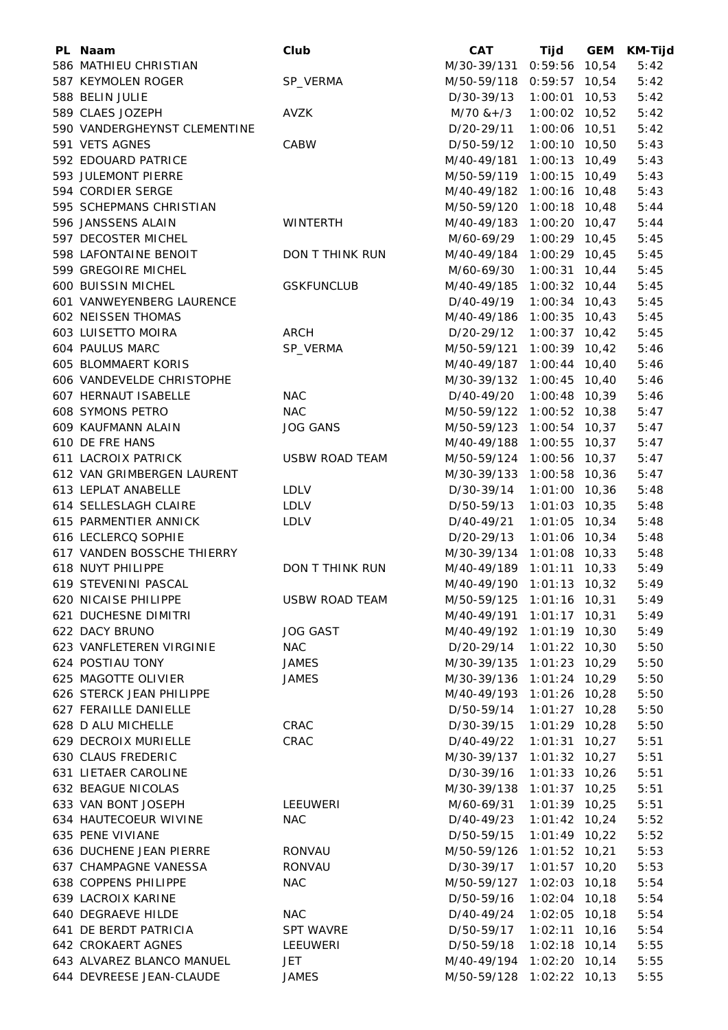| PL | Naam | Club | CAT | Tijd | GEM | KM-Tijd |
|---|---|---|---|---|---|---|
| 586 | MATHIEU CHRISTIAN | | M/30-39/131 | 0:59:56 | 10,54 | 5:42 |
| 587 | KEYMOLEN ROGER | SP_VERMA | M/50-59/118 | 0:59:57 | 10,54 | 5:42 |
| 588 | BELIN JULIE | | D/30-39/13 | 1:00:01 | 10,53 | 5:42 |
| 589 | CLAES JOZEPH | AVZK | M/70 &+/3 | 1:00:02 | 10,52 | 5:42 |
| 590 | VANDERGHEYNST CLEMENTINE | | D/20-29/11 | 1:00:06 | 10,51 | 5:42 |
| 591 | VETS AGNES | CABW | D/50-59/12 | 1:00:10 | 10,50 | 5:43 |
| 592 | EDOUARD PATRICE | | M/40-49/181 | 1:00:13 | 10,49 | 5:43 |
| 593 | JULEMONT PIERRE | | M/50-59/119 | 1:00:15 | 10,49 | 5:43 |
| 594 | CORDIER SERGE | | M/40-49/182 | 1:00:16 | 10,48 | 5:43 |
| 595 | SCHEPMANS CHRISTIAN | | M/50-59/120 | 1:00:18 | 10,48 | 5:44 |
| 596 | JANSSENS ALAIN | WINTERTH | M/40-49/183 | 1:00:20 | 10,47 | 5:44 |
| 597 | DECOSTER MICHEL | | M/60-69/29 | 1:00:29 | 10,45 | 5:45 |
| 598 | LAFONTAINE BENOIT | DON T THINK RUN | M/40-49/184 | 1:00:29 | 10,45 | 5:45 |
| 599 | GREGOIRE MICHEL | | M/60-69/30 | 1:00:31 | 10,44 | 5:45 |
| 600 | BUISSIN MICHEL | GSKFUNCLUB | M/40-49/185 | 1:00:32 | 10,44 | 5:45 |
| 601 | VANWEYENBERG LAURENCE | | D/40-49/19 | 1:00:34 | 10,43 | 5:45 |
| 602 | NEISSEN THOMAS | | M/40-49/186 | 1:00:35 | 10,43 | 5:45 |
| 603 | LUISETTO MOIRA | ARCH | D/20-29/12 | 1:00:37 | 10,42 | 5:45 |
| 604 | PAULUS MARC | SP_VERMA | M/50-59/121 | 1:00:39 | 10,42 | 5:46 |
| 605 | BLOMMAERT KORIS | | M/40-49/187 | 1:00:44 | 10,40 | 5:46 |
| 606 | VANDEVELDE CHRISTOPHE | | M/30-39/132 | 1:00:45 | 10,40 | 5:46 |
| 607 | HERNAUT ISABELLE | NAC | D/40-49/20 | 1:00:48 | 10,39 | 5:46 |
| 608 | SYMONS PETRO | NAC | M/50-59/122 | 1:00:52 | 10,38 | 5:47 |
| 609 | KAUFMANN ALAIN | JOG GANS | M/50-59/123 | 1:00:54 | 10,37 | 5:47 |
| 610 | DE FRE HANS | | M/40-49/188 | 1:00:55 | 10,37 | 5:47 |
| 611 | LACROIX PATRICK | USBW ROAD TEAM | M/50-59/124 | 1:00:56 | 10,37 | 5:47 |
| 612 | VAN GRIMBERGEN LAURENT | | M/30-39/133 | 1:00:58 | 10,36 | 5:47 |
| 613 | LEPLAT ANABELLE | LDLV | D/30-39/14 | 1:01:00 | 10,36 | 5:48 |
| 614 | SELLESLAGH CLAIRE | LDLV | D/50-59/13 | 1:01:03 | 10,35 | 5:48 |
| 615 | PARMENTIER ANNICK | LDLV | D/40-49/21 | 1:01:05 | 10,34 | 5:48 |
| 616 | LECLERCQ SOPHIE | | D/20-29/13 | 1:01:06 | 10,34 | 5:48 |
| 617 | VANDEN BOSSCHE THIERRY | | M/30-39/134 | 1:01:08 | 10,33 | 5:48 |
| 618 | NUYT PHILIPPE | DON T THINK RUN | M/40-49/189 | 1:01:11 | 10,33 | 5:49 |
| 619 | STEVENINI PASCAL | | M/40-49/190 | 1:01:13 | 10,32 | 5:49 |
| 620 | NICAISE PHILIPPE | USBW ROAD TEAM | M/50-59/125 | 1:01:16 | 10,31 | 5:49 |
| 621 | DUCHESNE DIMITRI | | M/40-49/191 | 1:01:17 | 10,31 | 5:49 |
| 622 | DACY BRUNO | JOG GAST | M/40-49/192 | 1:01:19 | 10,30 | 5:49 |
| 623 | VANFLETEREN VIRGINIE | NAC | D/20-29/14 | 1:01:22 | 10,30 | 5:50 |
| 624 | POSTIAU TONY | JAMES | M/30-39/135 | 1:01:23 | 10,29 | 5:50 |
| 625 | MAGOTTE OLIVIER | JAMES | M/30-39/136 | 1:01:24 | 10,29 | 5:50 |
| 626 | STERCK JEAN PHILIPPE | | M/40-49/193 | 1:01:26 | 10,28 | 5:50 |
| 627 | FERAILLE DANIELLE | | D/50-59/14 | 1:01:27 | 10,28 | 5:50 |
| 628 | D ALU MICHELLE | CRAC | D/30-39/15 | 1:01:29 | 10,28 | 5:50 |
| 629 | DECROIX MURIELLE | CRAC | D/40-49/22 | 1:01:31 | 10,27 | 5:51 |
| 630 | CLAUS FREDERIC | | M/30-39/137 | 1:01:32 | 10,27 | 5:51 |
| 631 | LIETAER CAROLINE | | D/30-39/16 | 1:01:33 | 10,26 | 5:51 |
| 632 | BEAGUE NICOLAS | | M/30-39/138 | 1:01:37 | 10,25 | 5:51 |
| 633 | VAN BONT JOSEPH | LEEUWERI | M/60-69/31 | 1:01:39 | 10,25 | 5:51 |
| 634 | HAUTECOEUR WIVINE | NAC | D/40-49/23 | 1:01:42 | 10,24 | 5:52 |
| 635 | PENE VIVIANE | | D/50-59/15 | 1:01:49 | 10,22 | 5:52 |
| 636 | DUCHENE JEAN PIERRE | RONVAU | M/50-59/126 | 1:01:52 | 10,21 | 5:53 |
| 637 | CHAMPAGNE VANESSA | RONVAU | D/30-39/17 | 1:01:57 | 10,20 | 5:53 |
| 638 | COPPENS PHILIPPE | NAC | M/50-59/127 | 1:02:03 | 10,18 | 5:54 |
| 639 | LACROIX KARINE | | D/50-59/16 | 1:02:04 | 10,18 | 5:54 |
| 640 | DEGRAEVE HILDE | NAC | D/40-49/24 | 1:02:05 | 10,18 | 5:54 |
| 641 | DE BERDT PATRICIA | SPT WAVRE | D/50-59/17 | 1:02:11 | 10,16 | 5:54 |
| 642 | CROKAERT AGNES | LEEUWERI | D/50-59/18 | 1:02:18 | 10,14 | 5:55 |
| 643 | ALVAREZ BLANCO MANUEL | JET | M/40-49/194 | 1:02:20 | 10,14 | 5:55 |
| 644 | DEVREESE JEAN-CLAUDE | JAMES | M/50-59/128 | 1:02:22 | 10,13 | 5:55 |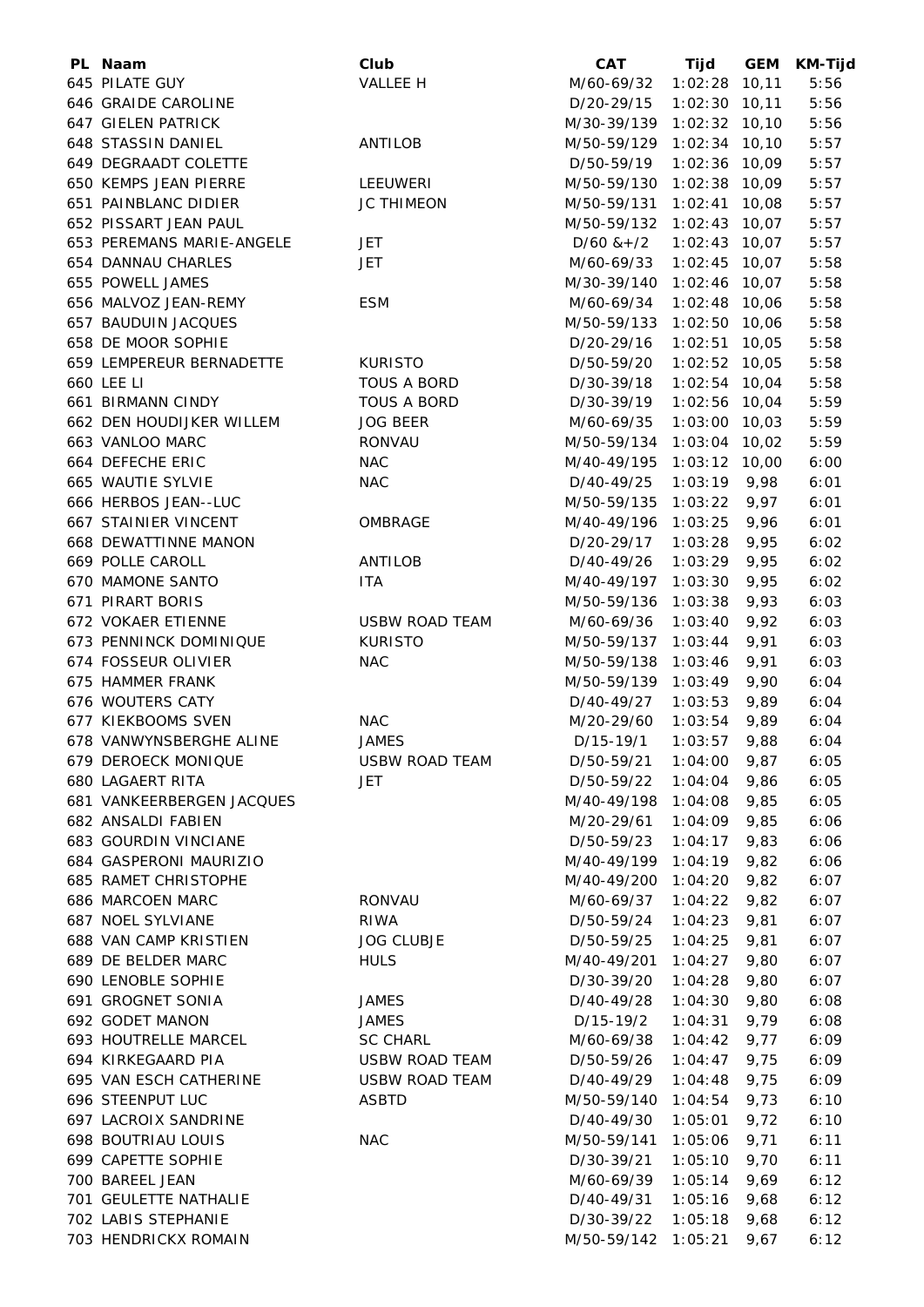| PL | Naam | Club | CAT | Tijd | GEM | KM-Tijd |
|---|---|---|---|---|---|---|
| 645 | PILATE GUY | VALLEE H | M/60-69/32 | 1:02:28 | 10,11 | 5:56 |
| 646 | GRAIDE CAROLINE | | D/20-29/15 | 1:02:30 | 10,11 | 5:56 |
| 647 | GIELEN PATRICK | | M/30-39/139 | 1:02:32 | 10,10 | 5:56 |
| 648 | STASSIN DANIEL | ANTILOB | M/50-59/129 | 1:02:34 | 10,10 | 5:57 |
| 649 | DEGRAADT COLETTE | | D/50-59/19 | 1:02:36 | 10,09 | 5:57 |
| 650 | KEMPS JEAN PIERRE | LEEUWERI | M/50-59/130 | 1:02:38 | 10,09 | 5:57 |
| 651 | PAINBLANC DIDIER | JC THIMEON | M/50-59/131 | 1:02:41 | 10,08 | 5:57 |
| 652 | PISSART JEAN PAUL | | M/50-59/132 | 1:02:43 | 10,07 | 5:57 |
| 653 | PEREMANS MARIE-ANGELE | JET | D/60 &+/2 | 1:02:43 | 10,07 | 5:57 |
| 654 | DANNAU CHARLES | JET | M/60-69/33 | 1:02:45 | 10,07 | 5:58 |
| 655 | POWELL JAMES | | M/30-39/140 | 1:02:46 | 10,07 | 5:58 |
| 656 | MALVOZ JEAN-REMY | ESM | M/60-69/34 | 1:02:48 | 10,06 | 5:58 |
| 657 | BAUDUIN JACQUES | | M/50-59/133 | 1:02:50 | 10,06 | 5:58 |
| 658 | DE MOOR SOPHIE | | D/20-29/16 | 1:02:51 | 10,05 | 5:58 |
| 659 | LEMPEREUR BERNADETTE | KURISTO | D/50-59/20 | 1:02:52 | 10,05 | 5:58 |
| 660 | LEE LI | TOUS A BORD | D/30-39/18 | 1:02:54 | 10,04 | 5:58 |
| 661 | BIRMANN CINDY | TOUS A BORD | D/30-39/19 | 1:02:56 | 10,04 | 5:59 |
| 662 | DEN HOUDIJKER WILLEM | JOG BEER | M/60-69/35 | 1:03:00 | 10,03 | 5:59 |
| 663 | VANLOO MARC | RONVAU | M/50-59/134 | 1:03:04 | 10,02 | 5:59 |
| 664 | DEFECHE ERIC | NAC | M/40-49/195 | 1:03:12 | 10,00 | 6:00 |
| 665 | WAUTIE SYLVIE | NAC | D/40-49/25 | 1:03:19 | 9,98 | 6:01 |
| 666 | HERBOS JEAN--LUC | | M/50-59/135 | 1:03:22 | 9,97 | 6:01 |
| 667 | STAINIER VINCENT | OMBRAGE | M/40-49/196 | 1:03:25 | 9,96 | 6:01 |
| 668 | DEWATTINNE MANON | | D/20-29/17 | 1:03:28 | 9,95 | 6:02 |
| 669 | POLLE CAROLL | ANTILOB | D/40-49/26 | 1:03:29 | 9,95 | 6:02 |
| 670 | MAMONE SANTO | ITA | M/40-49/197 | 1:03:30 | 9,95 | 6:02 |
| 671 | PIRART BORIS | | M/50-59/136 | 1:03:38 | 9,93 | 6:03 |
| 672 | VOKAER ETIENNE | USBW ROAD TEAM | M/60-69/36 | 1:03:40 | 9,92 | 6:03 |
| 673 | PENNINCK DOMINIQUE | KURISTO | M/50-59/137 | 1:03:44 | 9,91 | 6:03 |
| 674 | FOSSEUR OLIVIER | NAC | M/50-59/138 | 1:03:46 | 9,91 | 6:03 |
| 675 | HAMMER FRANK | | M/50-59/139 | 1:03:49 | 9,90 | 6:04 |
| 676 | WOUTERS CATY | | D/40-49/27 | 1:03:53 | 9,89 | 6:04 |
| 677 | KIEKBOOMS SVEN | NAC | M/20-29/60 | 1:03:54 | 9,89 | 6:04 |
| 678 | VANWYNSBERGHE ALINE | JAMES | D/15-19/1 | 1:03:57 | 9,88 | 6:04 |
| 679 | DEROECK MONIQUE | USBW ROAD TEAM | D/50-59/21 | 1:04:00 | 9,87 | 6:05 |
| 680 | LAGAERT RITA | JET | D/50-59/22 | 1:04:04 | 9,86 | 6:05 |
| 681 | VANKEERBERGEN JACQUES | | M/40-49/198 | 1:04:08 | 9,85 | 6:05 |
| 682 | ANSALDI FABIEN | | M/20-29/61 | 1:04:09 | 9,85 | 6:06 |
| 683 | GOURDIN VINCIANE | | D/50-59/23 | 1:04:17 | 9,83 | 6:06 |
| 684 | GASPERONI MAURIZIO | | M/40-49/199 | 1:04:19 | 9,82 | 6:06 |
| 685 | RAMET CHRISTOPHE | | M/40-49/200 | 1:04:20 | 9,82 | 6:07 |
| 686 | MARCOEN MARC | RONVAU | M/60-69/37 | 1:04:22 | 9,82 | 6:07 |
| 687 | NOEL SYLVIANE | RIWA | D/50-59/24 | 1:04:23 | 9,81 | 6:07 |
| 688 | VAN CAMP KRISTIEN | JOG CLUBJE | D/50-59/25 | 1:04:25 | 9,81 | 6:07 |
| 689 | DE BELDER MARC | HULS | M/40-49/201 | 1:04:27 | 9,80 | 6:07 |
| 690 | LENOBLE SOPHIE | | D/30-39/20 | 1:04:28 | 9,80 | 6:07 |
| 691 | GROGNET SONIA | JAMES | D/40-49/28 | 1:04:30 | 9,80 | 6:08 |
| 692 | GODET MANON | JAMES | D/15-19/2 | 1:04:31 | 9,79 | 6:08 |
| 693 | HOUTRELLE MARCEL | SC CHARL | M/60-69/38 | 1:04:42 | 9,77 | 6:09 |
| 694 | KIRKEGAARD PIA | USBW ROAD TEAM | D/50-59/26 | 1:04:47 | 9,75 | 6:09 |
| 695 | VAN ESCH CATHERINE | USBW ROAD TEAM | D/40-49/29 | 1:04:48 | 9,75 | 6:09 |
| 696 | STEENPUT LUC | ASBTD | M/50-59/140 | 1:04:54 | 9,73 | 6:10 |
| 697 | LACROIX SANDRINE | | D/40-49/30 | 1:05:01 | 9,72 | 6:10 |
| 698 | BOUTRIAU LOUIS | NAC | M/50-59/141 | 1:05:06 | 9,71 | 6:11 |
| 699 | CAPETTE SOPHIE | | D/30-39/21 | 1:05:10 | 9,70 | 6:11 |
| 700 | BAREEL JEAN | | M/60-69/39 | 1:05:14 | 9,69 | 6:12 |
| 701 | GEULETTE NATHALIE | | D/40-49/31 | 1:05:16 | 9,68 | 6:12 |
| 702 | LABIS STEPHANIE | | D/30-39/22 | 1:05:18 | 9,68 | 6:12 |
| 703 | HENDRICKX ROMAIN | | M/50-59/142 | 1:05:21 | 9,67 | 6:12 |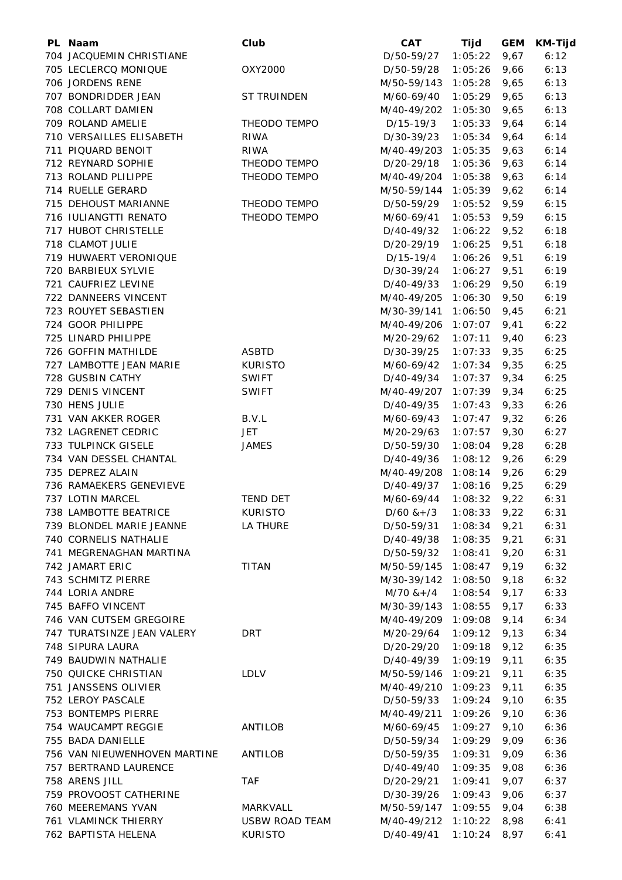| PL | Naam | Club | CAT | Tijd | GEM | KM-Tijd |
|---|---|---|---|---|---|---|
| 704 | JACQUEMIN CHRISTIANE | | D/50-59/27 | 1:05:22 | 9,67 | 6:12 |
| 705 | LECLERCQ MONIQUE | OXY2000 | D/50-59/28 | 1:05:26 | 9,66 | 6:13 |
| 706 | JORDENS RENE | | M/50-59/143 | 1:05:28 | 9,65 | 6:13 |
| 707 | BONDRIDDER JEAN | ST TRUINDEN | M/60-69/40 | 1:05:29 | 9,65 | 6:13 |
| 708 | COLLART DAMIEN | | M/40-49/202 | 1:05:30 | 9,65 | 6:13 |
| 709 | ROLAND AMELIE | THEODO TEMPO | D/15-19/3 | 1:05:33 | 9,64 | 6:14 |
| 710 | VERSAILLES ELISABETH | RIWA | D/30-39/23 | 1:05:34 | 9,64 | 6:14 |
| 711 | PIQUARD BENOIT | RIWA | M/40-49/203 | 1:05:35 | 9,63 | 6:14 |
| 712 | REYNARD SOPHIE | THEODO TEMPO | D/20-29/18 | 1:05:36 | 9,63 | 6:14 |
| 713 | ROLAND PLILIPPE | THEODO TEMPO | M/40-49/204 | 1:05:38 | 9,63 | 6:14 |
| 714 | RUELLE GERARD | | M/50-59/144 | 1:05:39 | 9,62 | 6:14 |
| 715 | DEHOUST MARIANNE | THEODO TEMPO | D/50-59/29 | 1:05:52 | 9,59 | 6:15 |
| 716 | IULIANGTTI RENATO | THEODO TEMPO | M/60-69/41 | 1:05:53 | 9,59 | 6:15 |
| 717 | HUBOT CHRISTELLE | | D/40-49/32 | 1:06:22 | 9,52 | 6:18 |
| 718 | CLAMOT JULIE | | D/20-29/19 | 1:06:25 | 9,51 | 6:18 |
| 719 | HUWAERT VERONIQUE | | D/15-19/4 | 1:06:26 | 9,51 | 6:19 |
| 720 | BARBIEUX SYLVIE | | D/30-39/24 | 1:06:27 | 9,51 | 6:19 |
| 721 | CAUFRIEZ LEVINE | | D/40-49/33 | 1:06:29 | 9,50 | 6:19 |
| 722 | DANNEERS VINCENT | | M/40-49/205 | 1:06:30 | 9,50 | 6:19 |
| 723 | ROUYET SEBASTIEN | | M/30-39/141 | 1:06:50 | 9,45 | 6:21 |
| 724 | GOOR PHILIPPE | | M/40-49/206 | 1:07:07 | 9,41 | 6:22 |
| 725 | LINARD PHILIPPE | | M/20-29/62 | 1:07:11 | 9,40 | 6:23 |
| 726 | GOFFIN MATHILDE | ASBTD | D/30-39/25 | 1:07:33 | 9,35 | 6:25 |
| 727 | LAMBOTTE JEAN MARIE | KURISTO | M/60-69/42 | 1:07:34 | 9,35 | 6:25 |
| 728 | GUSBIN CATHY | SWIFT | D/40-49/34 | 1:07:37 | 9,34 | 6:25 |
| 729 | DENIS VINCENT | SWIFT | M/40-49/207 | 1:07:39 | 9,34 | 6:25 |
| 730 | HENS JULIE | | D/40-49/35 | 1:07:43 | 9,33 | 6:26 |
| 731 | VAN AKKER ROGER | B.V.L | M/60-69/43 | 1:07:47 | 9,32 | 6:26 |
| 732 | LAGRENET CEDRIC | JET | M/20-29/63 | 1:07:57 | 9,30 | 6:27 |
| 733 | TULPINCK GISELE | JAMES | D/50-59/30 | 1:08:04 | 9,28 | 6:28 |
| 734 | VAN DESSEL CHANTAL | | D/40-49/36 | 1:08:12 | 9,26 | 6:29 |
| 735 | DEPREZ ALAIN | | M/40-49/208 | 1:08:14 | 9,26 | 6:29 |
| 736 | RAMAEKERS GENEVIEVE | | D/40-49/37 | 1:08:16 | 9,25 | 6:29 |
| 737 | LOTIN MARCEL | TEND DET | M/60-69/44 | 1:08:32 | 9,22 | 6:31 |
| 738 | LAMBOTTE BEATRICE | KURISTO | D/60 &+/3 | 1:08:33 | 9,22 | 6:31 |
| 739 | BLONDEL MARIE JEANNE | LA THURE | D/50-59/31 | 1:08:34 | 9,21 | 6:31 |
| 740 | CORNELIS NATHALIE | | D/40-49/38 | 1:08:35 | 9,21 | 6:31 |
| 741 | MEGRENAGHAN MARTINA | | D/50-59/32 | 1:08:41 | 9,20 | 6:31 |
| 742 | JAMART ERIC | TITAN | M/50-59/145 | 1:08:47 | 9,19 | 6:32 |
| 743 | SCHMITZ PIERRE | | M/30-39/142 | 1:08:50 | 9,18 | 6:32 |
| 744 | LORIA ANDRE | | M/70 &+/4 | 1:08:54 | 9,17 | 6:33 |
| 745 | BAFFO VINCENT | | M/30-39/143 | 1:08:55 | 9,17 | 6:33 |
| 746 | VAN CUTSEM GREGOIRE | | M/40-49/209 | 1:09:08 | 9,14 | 6:34 |
| 747 | TURATSINZE JEAN VALERY | DRT | M/20-29/64 | 1:09:12 | 9,13 | 6:34 |
| 748 | SIPURA LAURA | | D/20-29/20 | 1:09:18 | 9,12 | 6:35 |
| 749 | BAUDWIN NATHALIE | | D/40-49/39 | 1:09:19 | 9,11 | 6:35 |
| 750 | QUICKE CHRISTIAN | LDLV | M/50-59/146 | 1:09:21 | 9,11 | 6:35 |
| 751 | JANSSENS OLIVIER | | M/40-49/210 | 1:09:23 | 9,11 | 6:35 |
| 752 | LEROY PASCALE | | D/50-59/33 | 1:09:24 | 9,10 | 6:35 |
| 753 | BONTEMPS PIERRE | | M/40-49/211 | 1:09:26 | 9,10 | 6:36 |
| 754 | WAUCAMPT REGGIE | ANTILOB | M/60-69/45 | 1:09:27 | 9,10 | 6:36 |
| 755 | BADA DANIELLE | | D/50-59/34 | 1:09:29 | 9,09 | 6:36 |
| 756 | VAN NIEUWENHOVEN MARTINE | ANTILOB | D/50-59/35 | 1:09:31 | 9,09 | 6:36 |
| 757 | BERTRAND LAURENCE | | D/40-49/40 | 1:09:35 | 9,08 | 6:36 |
| 758 | ARENS JILL | TAF | D/20-29/21 | 1:09:41 | 9,07 | 6:37 |
| 759 | PROVOOST CATHERINE | | D/30-39/26 | 1:09:43 | 9,06 | 6:37 |
| 760 | MEEREMANS YVAN | MARKVALL | M/50-59/147 | 1:09:55 | 9,04 | 6:38 |
| 761 | VLAMINCK THIERRY | USBW ROAD TEAM | M/40-49/212 | 1:10:22 | 8,98 | 6:41 |
| 762 | BAPTISTA HELENA | KURISTO | D/40-49/41 | 1:10:24 | 8,97 | 6:41 |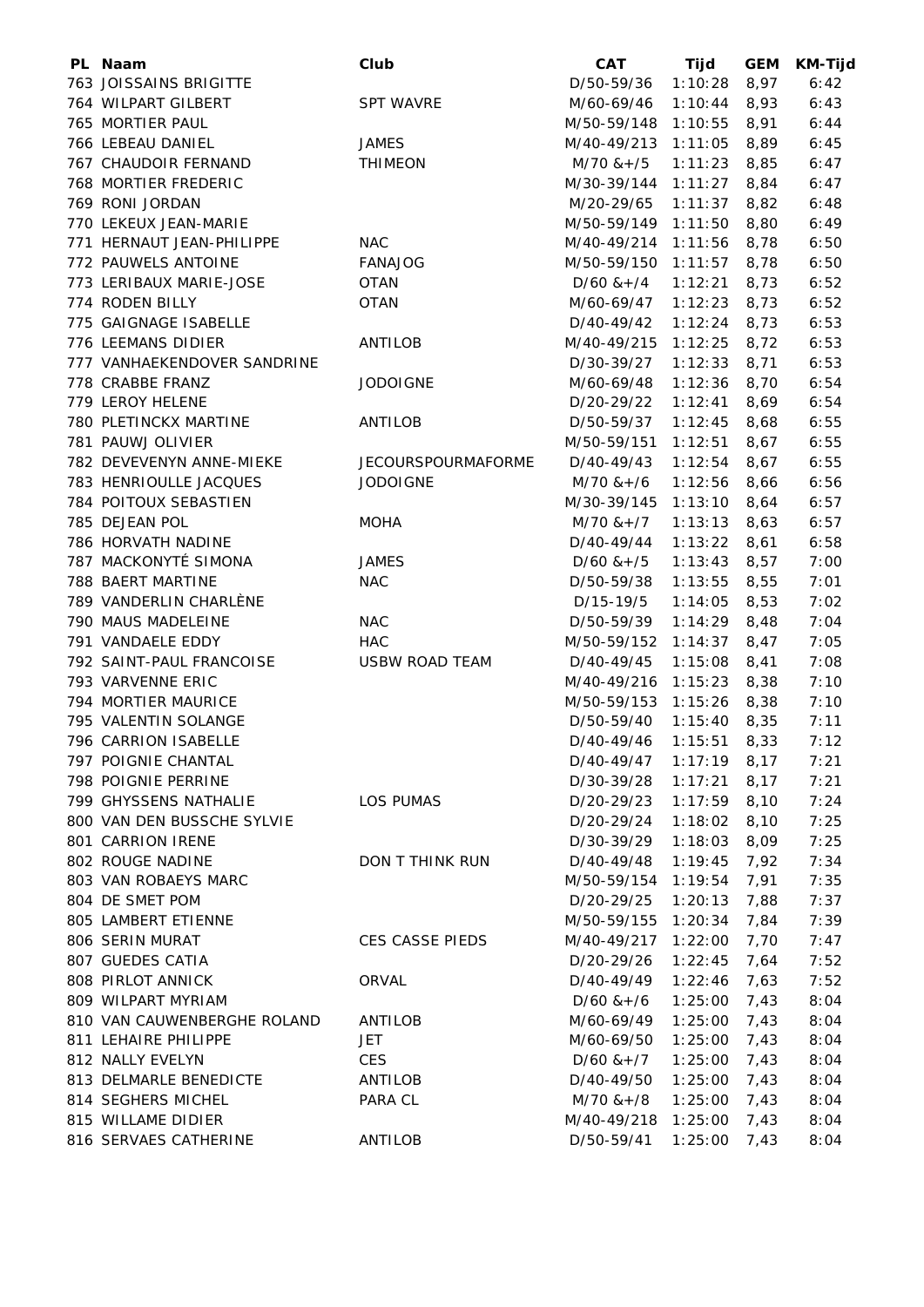| PL | Naam | Club | CAT | Tijd | GEM | KM-Tijd |
|---|---|---|---|---|---|---|
| 763 | JOISSAINS BRIGITTE | | D/50-59/36 | 1:10:28 | 8,97 | 6:42 |
| 764 | WILPART GILBERT | SPT WAVRE | M/60-69/46 | 1:10:44 | 8,93 | 6:43 |
| 765 | MORTIER PAUL | | M/50-59/148 | 1:10:55 | 8,91 | 6:44 |
| 766 | LEBEAU DANIEL | JAMES | M/40-49/213 | 1:11:05 | 8,89 | 6:45 |
| 767 | CHAUDOIR FERNAND | THIMEON | M/70 &+/5 | 1:11:23 | 8,85 | 6:47 |
| 768 | MORTIER FREDERIC | | M/30-39/144 | 1:11:27 | 8,84 | 6:47 |
| 769 | RONI JORDAN | | M/20-29/65 | 1:11:37 | 8,82 | 6:48 |
| 770 | LEKEUX JEAN-MARIE | | M/50-59/149 | 1:11:50 | 8,80 | 6:49 |
| 771 | HERNAUT JEAN-PHILIPPE | NAC | M/40-49/214 | 1:11:56 | 8,78 | 6:50 |
| 772 | PAUWELS ANTOINE | FANAJOG | M/50-59/150 | 1:11:57 | 8,78 | 6:50 |
| 773 | LERIBAUX MARIE-JOSE | OTAN | D/60 &+/4 | 1:12:21 | 8,73 | 6:52 |
| 774 | RODEN BILLY | OTAN | M/60-69/47 | 1:12:23 | 8,73 | 6:52 |
| 775 | GAIGNAGE ISABELLE | | D/40-49/42 | 1:12:24 | 8,73 | 6:53 |
| 776 | LEEMANS DIDIER | ANTILOB | M/40-49/215 | 1:12:25 | 8,72 | 6:53 |
| 777 | VANHAEKENDOVER SANDRINE | | D/30-39/27 | 1:12:33 | 8,71 | 6:53 |
| 778 | CRABBE FRANZ | JODOIGNE | M/60-69/48 | 1:12:36 | 8,70 | 6:54 |
| 779 | LEROY HELENE | | D/20-29/22 | 1:12:41 | 8,69 | 6:54 |
| 780 | PLETINCKX MARTINE | ANTILOB | D/50-59/37 | 1:12:45 | 8,68 | 6:55 |
| 781 | PAUWJ OLIVIER | | M/50-59/151 | 1:12:51 | 8,67 | 6:55 |
| 782 | DEVEVENYN ANNE-MIEKE | JECOURSPOURMAFORME | D/40-49/43 | 1:12:54 | 8,67 | 6:55 |
| 783 | HENRIOULLE JACQUES | JODOIGNE | M/70 &+/6 | 1:12:56 | 8,66 | 6:56 |
| 784 | POITOUX SEBASTIEN | | M/30-39/145 | 1:13:10 | 8,64 | 6:57 |
| 785 | DEJEAN POL | MOHA | M/70 &+/7 | 1:13:13 | 8,63 | 6:57 |
| 786 | HORVATH NADINE | | D/40-49/44 | 1:13:22 | 8,61 | 6:58 |
| 787 | MACKONYTÉ SIMONA | JAMES | D/60 &+/5 | 1:13:43 | 8,57 | 7:00 |
| 788 | BAERT MARTINE | NAC | D/50-59/38 | 1:13:55 | 8,55 | 7:01 |
| 789 | VANDERLIN CHARLÈNE | | D/15-19/5 | 1:14:05 | 8,53 | 7:02 |
| 790 | MAUS MADELEINE | NAC | D/50-59/39 | 1:14:29 | 8,48 | 7:04 |
| 791 | VANDAELE EDDY | HAC | M/50-59/152 | 1:14:37 | 8,47 | 7:05 |
| 792 | SAINT-PAUL FRANCOISE | USBW ROAD TEAM | D/40-49/45 | 1:15:08 | 8,41 | 7:08 |
| 793 | VARVENNE ERIC | | M/40-49/216 | 1:15:23 | 8,38 | 7:10 |
| 794 | MORTIER MAURICE | | M/50-59/153 | 1:15:26 | 8,38 | 7:10 |
| 795 | VALENTIN SOLANGE | | D/50-59/40 | 1:15:40 | 8,35 | 7:11 |
| 796 | CARRION ISABELLE | | D/40-49/46 | 1:15:51 | 8,33 | 7:12 |
| 797 | POIGNIE CHANTAL | | D/40-49/47 | 1:17:19 | 8,17 | 7:21 |
| 798 | POIGNIE PERRINE | | D/30-39/28 | 1:17:21 | 8,17 | 7:21 |
| 799 | GHYSSENS NATHALIE | LOS PUMAS | D/20-29/23 | 1:17:59 | 8,10 | 7:24 |
| 800 | VAN DEN BUSSCHE SYLVIE | | D/20-29/24 | 1:18:02 | 8,10 | 7:25 |
| 801 | CARRION IRENE | | D/30-39/29 | 1:18:03 | 8,09 | 7:25 |
| 802 | ROUGE NADINE | DON T THINK RUN | D/40-49/48 | 1:19:45 | 7,92 | 7:34 |
| 803 | VAN ROBAEYS MARC | | M/50-59/154 | 1:19:54 | 7,91 | 7:35 |
| 804 | DE SMET POM | | D/20-29/25 | 1:20:13 | 7,88 | 7:37 |
| 805 | LAMBERT ETIENNE | | M/50-59/155 | 1:20:34 | 7,84 | 7:39 |
| 806 | SERIN MURAT | CES CASSE PIEDS | M/40-49/217 | 1:22:00 | 7,70 | 7:47 |
| 807 | GUEDES CATIA | | D/20-29/26 | 1:22:45 | 7,64 | 7:52 |
| 808 | PIRLOT ANNICK | ORVAL | D/40-49/49 | 1:22:46 | 7,63 | 7:52 |
| 809 | WILPART MYRIAM | | D/60 &+/6 | 1:25:00 | 7,43 | 8:04 |
| 810 | VAN CAUWENBERGHE ROLAND | ANTILOB | M/60-69/49 | 1:25:00 | 7,43 | 8:04 |
| 811 | LEHAIRE PHILIPPE | JET | M/60-69/50 | 1:25:00 | 7,43 | 8:04 |
| 812 | NALLY EVELYN | CES | D/60 &+/7 | 1:25:00 | 7,43 | 8:04 |
| 813 | DELMARLE BENEDICTE | ANTILOB | D/40-49/50 | 1:25:00 | 7,43 | 8:04 |
| 814 | SEGHERS MICHEL | PARA CL | M/70 &+/8 | 1:25:00 | 7,43 | 8:04 |
| 815 | WILLAME DIDIER | | M/40-49/218 | 1:25:00 | 7,43 | 8:04 |
| 816 | SERVAES CATHERINE | ANTILOB | D/50-59/41 | 1:25:00 | 7,43 | 8:04 |